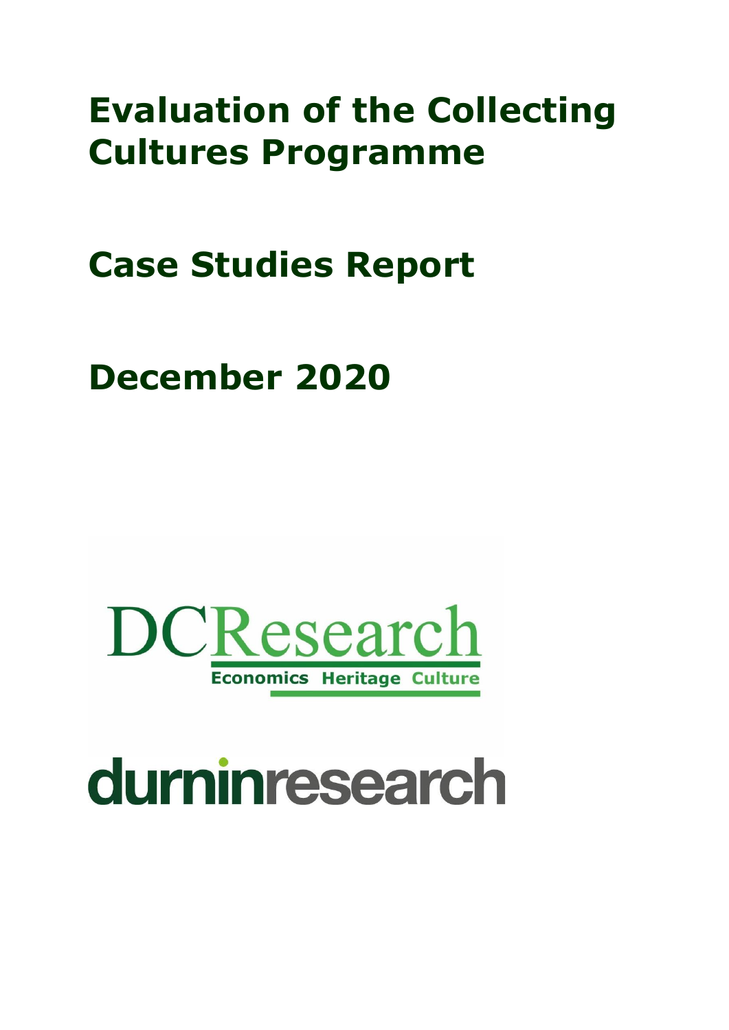# Evaluation of the Collecting Cultures Programme

# Case Studies Report

# December 2020

DCResearch

Economics Heritage Culture

durninresearch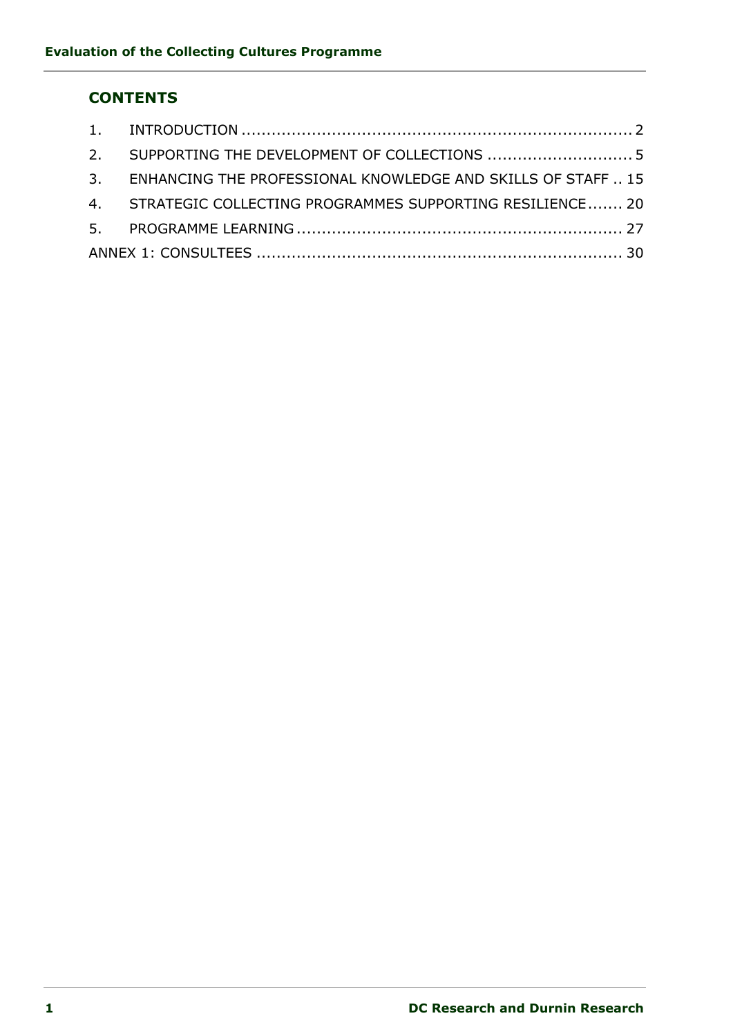## CONTENTS

1. INTRODUCTION .......................................................................... 2
2. SUPPORTING THE DEVELOPMENT OF COLLECTIONS ............................ 5
3. ENHANCING THE PROFESSIONAL KNOWLEDGE AND SKILLS OF STAFF .. 15
4. STRATEGIC COLLECTING PROGRAMMES SUPPORTING RESILIENCE....... 20
5. PROGRAMME LEARNING ................................................................ 27

ANNEX 1: CONSULTEES ....................................................................... 30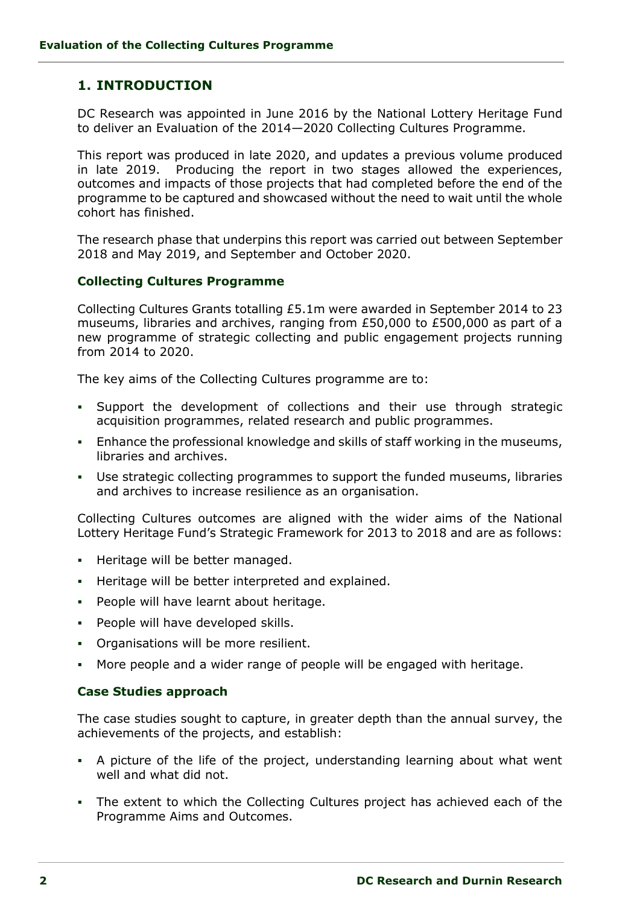# 1. INTRODUCTION

DC Research was appointed in June 2016 by the National Lottery Heritage Fund to deliver an Evaluation of the 2014—2020 Collecting Cultures Programme.

This report was produced in late 2020, and updates a previous volume produced in late 2019. Producing the report in two stages allowed the experiences, outcomes and impacts of those projects that had completed before the end of the programme to be captured and showcased without the need to wait until the whole cohort has finished.

The research phase that underpins this report was carried out between September 2018 and May 2019, and September and October 2020.

### Collecting Cultures Programme

Collecting Cultures Grants totalling £5.1m were awarded in September 2014 to 23 museums, libraries and archives, ranging from £50,000 to £500,000 as part of a new programme of strategic collecting and public engagement projects running from 2014 to 2020.

The key aims of the Collecting Cultures programme are to:

- Support the development of collections and their use through strategic acquisition programmes, related research and public programmes.
- Enhance the professional knowledge and skills of staff working in the museums, libraries and archives.
- Use strategic collecting programmes to support the funded museums, libraries and archives to increase resilience as an organisation.

Collecting Cultures outcomes are aligned with the wider aims of the National Lottery Heritage Fund's Strategic Framework for 2013 to 2018 and are as follows:

- Heritage will be better managed.
- Heritage will be better interpreted and explained.
- People will have learnt about heritage.
- People will have developed skills.
- Organisations will be more resilient.
- More people and a wider range of people will be engaged with heritage.

### Case Studies approach

The case studies sought to capture, in greater depth than the annual survey, the achievements of the projects, and establish:

- A picture of the life of the project, understanding learning about what went well and what did not.
- The extent to which the Collecting Cultures project has achieved each of the Programme Aims and Outcomes.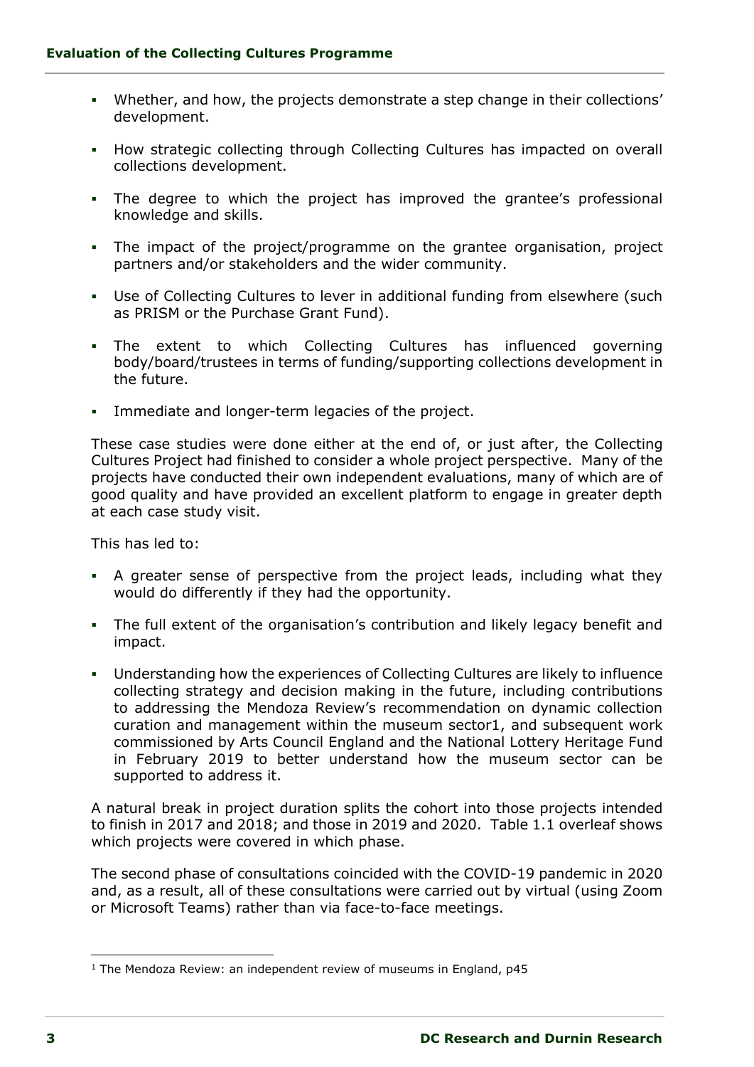- Whether, and how, the projects demonstrate a step change in their collections' development.
- How strategic collecting through Collecting Cultures has impacted on overall collections development.
- The degree to which the project has improved the grantee's professional knowledge and skills.
- The impact of the project/programme on the grantee organisation, project partners and/or stakeholders and the wider community.
- Use of Collecting Cultures to lever in additional funding from elsewhere (such as PRISM or the Purchase Grant Fund).
- The extent to which Collecting Cultures has influenced governing body/board/trustees in terms of funding/supporting collections development in the future.
- Immediate and longer-term legacies of the project.

These case studies were done either at the end of, or just after, the Collecting Cultures Project had finished to consider a whole project perspective. Many of the projects have conducted their own independent evaluations, many of which are of good quality and have provided an excellent platform to engage in greater depth at each case study visit.

This has led to:

- A greater sense of perspective from the project leads, including what they would do differently if they had the opportunity.
- The full extent of the organisation's contribution and likely legacy benefit and impact.
- Understanding how the experiences of Collecting Cultures are likely to influence collecting strategy and decision making in the future, including contributions to addressing the Mendoza Review's recommendation on dynamic collection curation and management within the museum sector[1], and subsequent work commissioned by Arts Council England and the National Lottery Heritage Fund in February 2019 to better understand how the museum sector can be supported to address it.

A natural break in project duration splits the cohort into those projects intended to finish in 2017 and 2018; and those in 2019 and 2020. Table 1.1 overleaf shows which projects were covered in which phase.

The second phase of consultations coincided with the COVID-19 pandemic in 2020 and, as a result, all of these consultations were carried out by virtual (using Zoom or Microsoft Teams) rather than via face-to-face meetings.

[1] The Mendoza Review: an independent review of museums in England, p45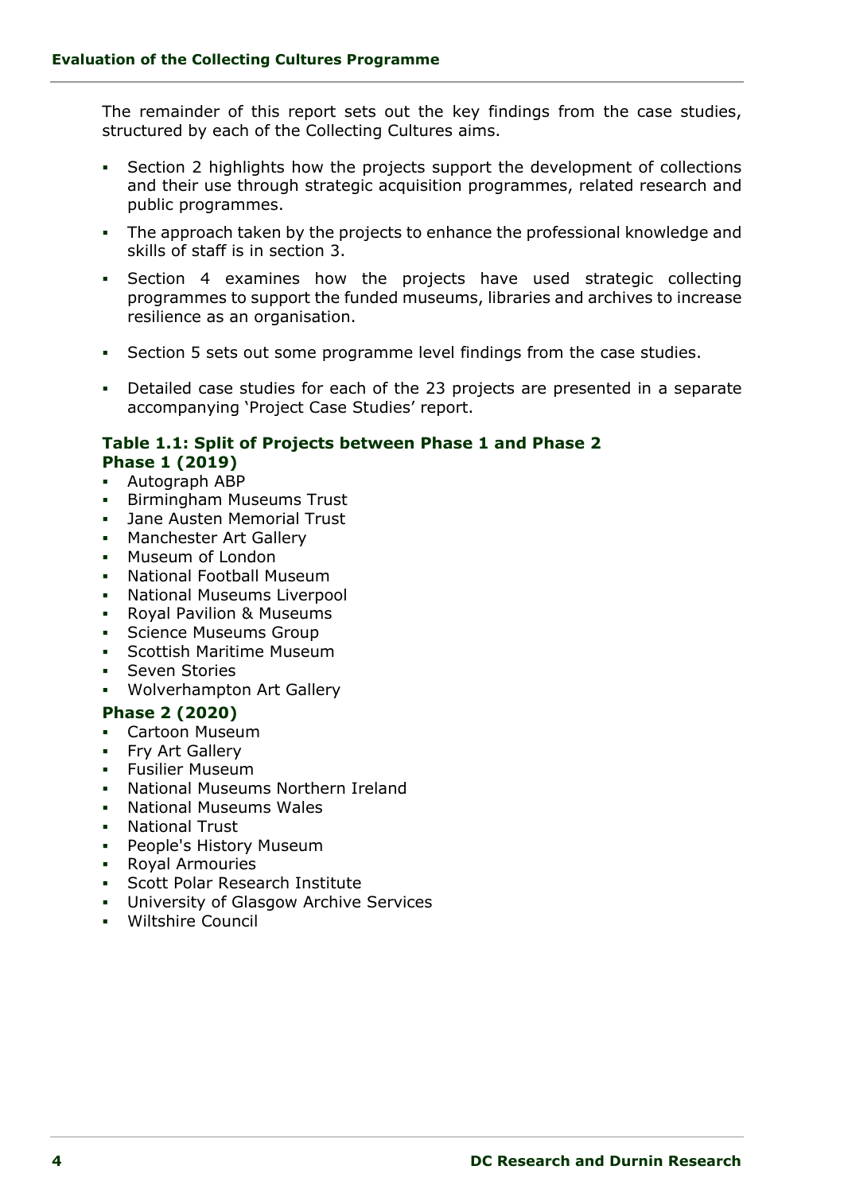The remainder of this report sets out the key findings from the case studies, structured by each of the Collecting Cultures aims.

- Section 2 highlights how the projects support the development of collections and their use through strategic acquisition programmes, related research and public programmes.
- The approach taken by the projects to enhance the professional knowledge and skills of staff is in section 3.
- Section 4 examines how the projects have used strategic collecting programmes to support the funded museums, libraries and archives to increase resilience as an organisation.
- Section 5 sets out some programme level findings from the case studies.
- Detailed case studies for each of the 23 projects are presented in a separate accompanying 'Project Case Studies' report.

**Table 1.1: Split of Projects between Phase 1 and Phase 2**

**Phase 1 (2019)**

- Autograph ABP
- Birmingham Museums Trust
- Jane Austen Memorial Trust
- Manchester Art Gallery
- Museum of London
- National Football Museum
- National Museums Liverpool
- Royal Pavilion & Museums
- Science Museums Group
- Scottish Maritime Museum
- Seven Stories
- Wolverhampton Art Gallery

**Phase 2 (2020)**

- Cartoon Museum
- Fry Art Gallery
- Fusilier Museum
- National Museums Northern Ireland
- National Museums Wales
- National Trust
- People's History Museum
- Royal Armouries
- Scott Polar Research Institute
- University of Glasgow Archive Services
- Wiltshire Council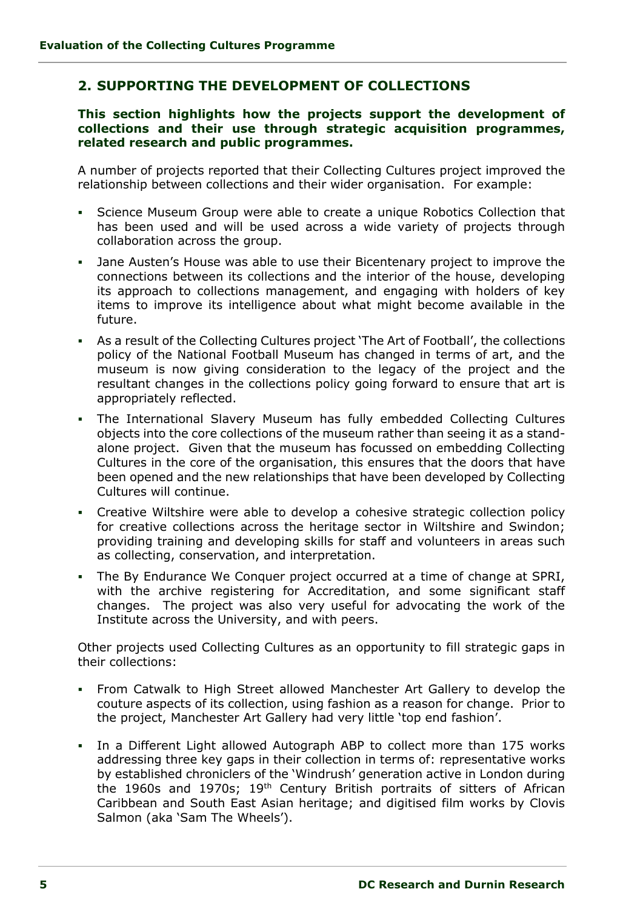## 2. SUPPORTING THE DEVELOPMENT OF COLLECTIONS

**This section highlights how the projects support the development of collections and their use through strategic acquisition programmes, related research and public programmes.**

A number of projects reported that their Collecting Cultures project improved the relationship between collections and their wider organisation. For example:

- Science Museum Group were able to create a unique Robotics Collection that has been used and will be used across a wide variety of projects through collaboration across the group.
- Jane Austen's House was able to use their Bicentenary project to improve the connections between its collections and the interior of the house, developing its approach to collections management, and engaging with holders of key items to improve its intelligence about what might become available in the future.
- As a result of the Collecting Cultures project 'The Art of Football', the collections policy of the National Football Museum has changed in terms of art, and the museum is now giving consideration to the legacy of the project and the resultant changes in the collections policy going forward to ensure that art is appropriately reflected.
- The International Slavery Museum has fully embedded Collecting Cultures objects into the core collections of the museum rather than seeing it as a stand-alone project. Given that the museum has focussed on embedding Collecting Cultures in the core of the organisation, this ensures that the doors that have been opened and the new relationships that have been developed by Collecting Cultures will continue.
- Creative Wiltshire were able to develop a cohesive strategic collection policy for creative collections across the heritage sector in Wiltshire and Swindon; providing training and developing skills for staff and volunteers in areas such as collecting, conservation, and interpretation.
- The By Endurance We Conquer project occurred at a time of change at SPRI, with the archive registering for Accreditation, and some significant staff changes. The project was also very useful for advocating the work of the Institute across the University, and with peers.

Other projects used Collecting Cultures as an opportunity to fill strategic gaps in their collections:

- From Catwalk to High Street allowed Manchester Art Gallery to develop the couture aspects of its collection, using fashion as a reason for change. Prior to the project, Manchester Art Gallery had very little 'top end fashion'.
- In a Different Light allowed Autograph ABP to collect more than 175 works addressing three key gaps in their collection in terms of: representative works by established chroniclers of the 'Windrush' generation active in London during the 1960s and 1970s; 19th Century British portraits of sitters of African Caribbean and South East Asian heritage; and digitised film works by Clovis Salmon (aka 'Sam The Wheels').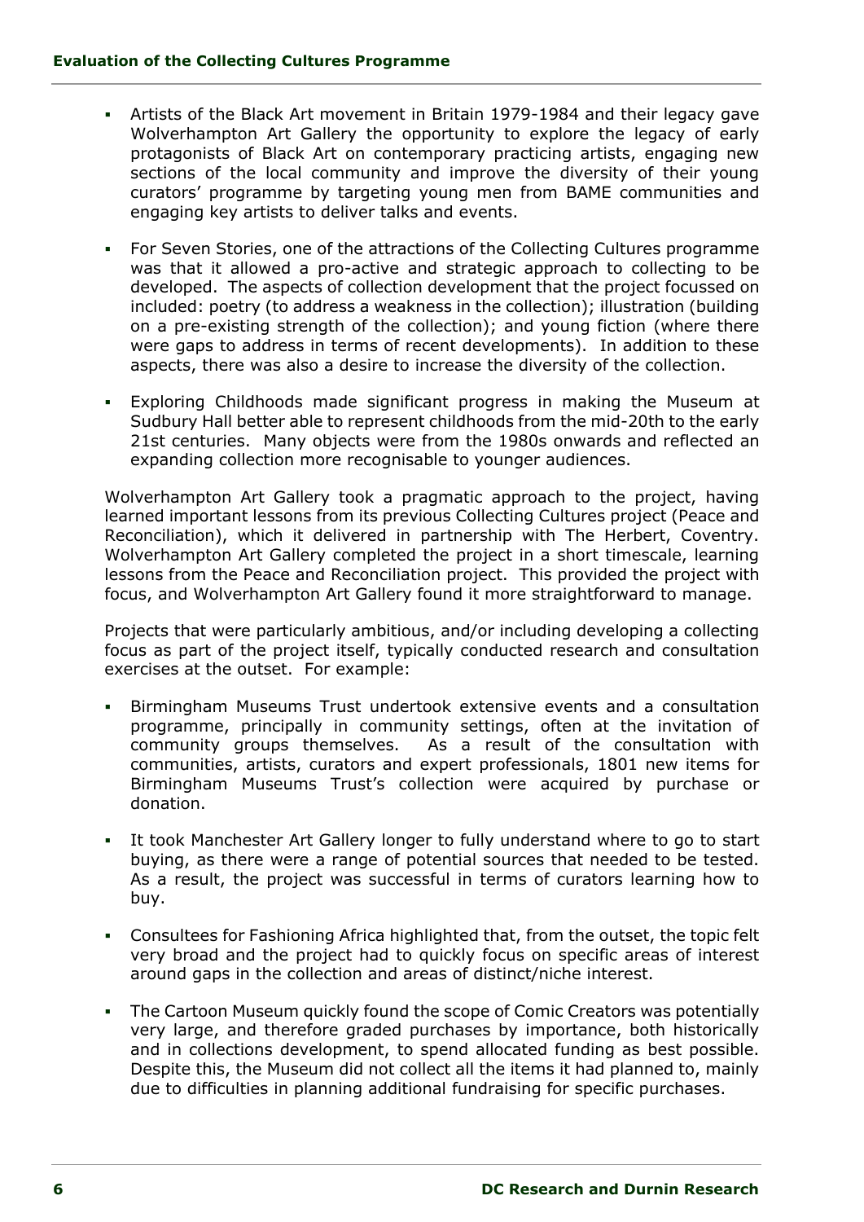- Artists of the Black Art movement in Britain 1979-1984 and their legacy gave Wolverhampton Art Gallery the opportunity to explore the legacy of early protagonists of Black Art on contemporary practicing artists, engaging new sections of the local community and improve the diversity of their young curators' programme by targeting young men from BAME communities and engaging key artists to deliver talks and events.

- For Seven Stories, one of the attractions of the Collecting Cultures programme was that it allowed a pro-active and strategic approach to collecting to be developed. The aspects of collection development that the project focussed on included: poetry (to address a weakness in the collection); illustration (building on a pre-existing strength of the collection); and young fiction (where there were gaps to address in terms of recent developments). In addition to these aspects, there was also a desire to increase the diversity of the collection.

- Exploring Childhoods made significant progress in making the Museum at Sudbury Hall better able to represent childhoods from the mid-20th to the early 21st centuries. Many objects were from the 1980s onwards and reflected an expanding collection more recognisable to younger audiences.

Wolverhampton Art Gallery took a pragmatic approach to the project, having learned important lessons from its previous Collecting Cultures project (Peace and Reconciliation), which it delivered in partnership with The Herbert, Coventry. Wolverhampton Art Gallery completed the project in a short timescale, learning lessons from the Peace and Reconciliation project. This provided the project with focus, and Wolverhampton Art Gallery found it more straightforward to manage.

Projects that were particularly ambitious, and/or including developing a collecting focus as part of the project itself, typically conducted research and consultation exercises at the outset. For example:

- Birmingham Museums Trust undertook extensive events and a consultation programme, principally in community settings, often at the invitation of community groups themselves. As a result of the consultation with communities, artists, curators and expert professionals, 1801 new items for Birmingham Museums Trust's collection were acquired by purchase or donation.

- It took Manchester Art Gallery longer to fully understand where to go to start buying, as there were a range of potential sources that needed to be tested. As a result, the project was successful in terms of curators learning how to buy.

- Consultees for Fashioning Africa highlighted that, from the outset, the topic felt very broad and the project had to quickly focus on specific areas of interest around gaps in the collection and areas of distinct/niche interest.

- The Cartoon Museum quickly found the scope of Comic Creators was potentially very large, and therefore graded purchases by importance, both historically and in collections development, to spend allocated funding as best possible. Despite this, the Museum did not collect all the items it had planned to, mainly due to difficulties in planning additional fundraising for specific purchases.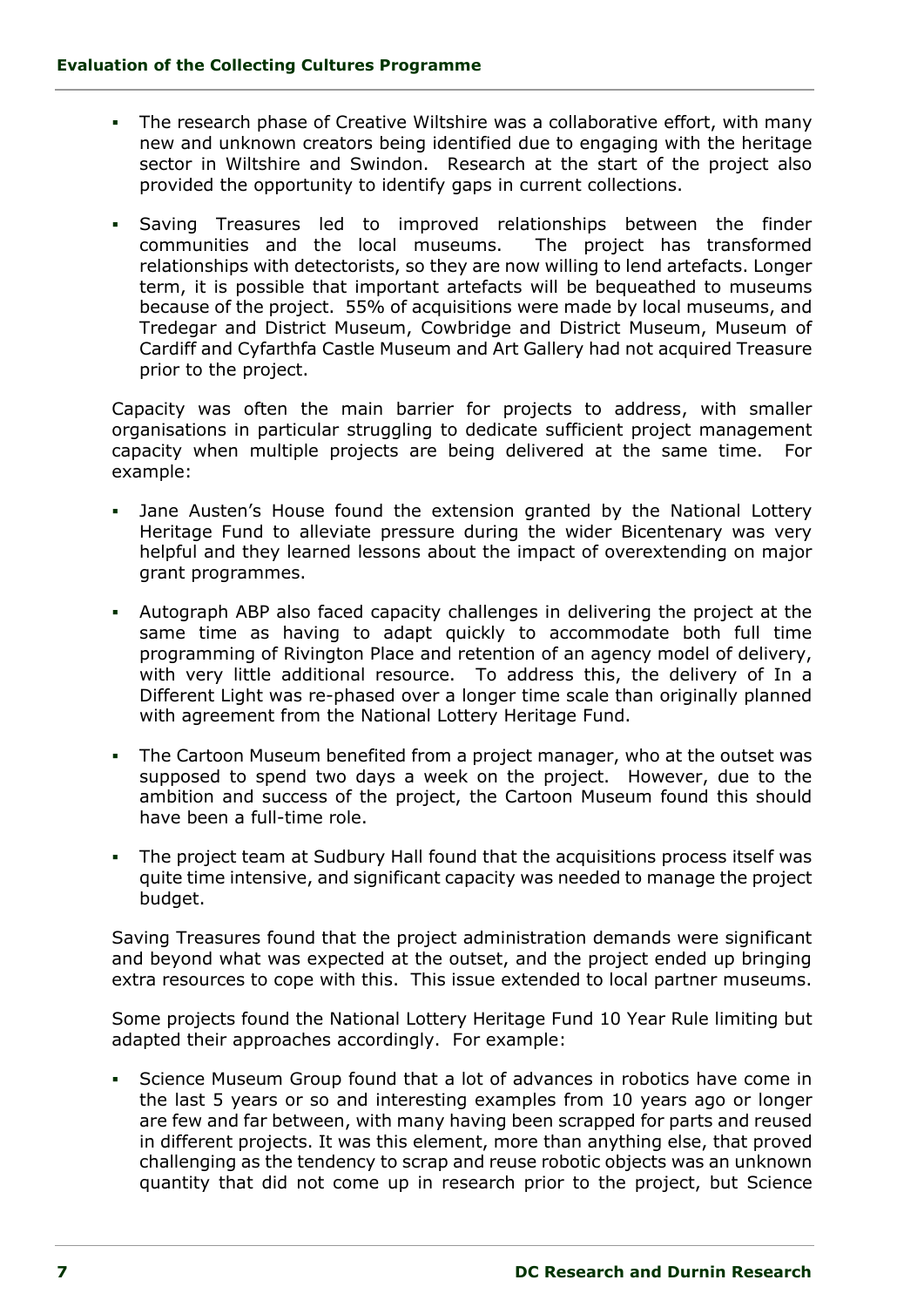- The research phase of Creative Wiltshire was a collaborative effort, with many new and unknown creators being identified due to engaging with the heritage sector in Wiltshire and Swindon. Research at the start of the project also provided the opportunity to identify gaps in current collections.
- Saving Treasures led to improved relationships between the finder communities and the local museums. The project has transformed relationships with detectorists, so they are now willing to lend artefacts. Longer term, it is possible that important artefacts will be bequeathed to museums because of the project. 55% of acquisitions were made by local museums, and Tredegar and District Museum, Cowbridge and District Museum, Museum of Cardiff and Cyfarthfa Castle Museum and Art Gallery had not acquired Treasure prior to the project.

Capacity was often the main barrier for projects to address, with smaller organisations in particular struggling to dedicate sufficient project management capacity when multiple projects are being delivered at the same time. For example:

- Jane Austen's House found the extension granted by the National Lottery Heritage Fund to alleviate pressure during the wider Bicentenary was very helpful and they learned lessons about the impact of overextending on major grant programmes.
- Autograph ABP also faced capacity challenges in delivering the project at the same time as having to adapt quickly to accommodate both full time programming of Rivington Place and retention of an agency model of delivery, with very little additional resource. To address this, the delivery of In a Different Light was re-phased over a longer time scale than originally planned with agreement from the National Lottery Heritage Fund.
- The Cartoon Museum benefited from a project manager, who at the outset was supposed to spend two days a week on the project. However, due to the ambition and success of the project, the Cartoon Museum found this should have been a full-time role.
- The project team at Sudbury Hall found that the acquisitions process itself was quite time intensive, and significant capacity was needed to manage the project budget.

Saving Treasures found that the project administration demands were significant and beyond what was expected at the outset, and the project ended up bringing extra resources to cope with this. This issue extended to local partner museums.

Some projects found the National Lottery Heritage Fund 10 Year Rule limiting but adapted their approaches accordingly. For example:

- Science Museum Group found that a lot of advances in robotics have come in the last 5 years or so and interesting examples from 10 years ago or longer are few and far between, with many having been scrapped for parts and reused in different projects. It was this element, more than anything else, that proved challenging as the tendency to scrap and reuse robotic objects was an unknown quantity that did not come up in research prior to the project, but Science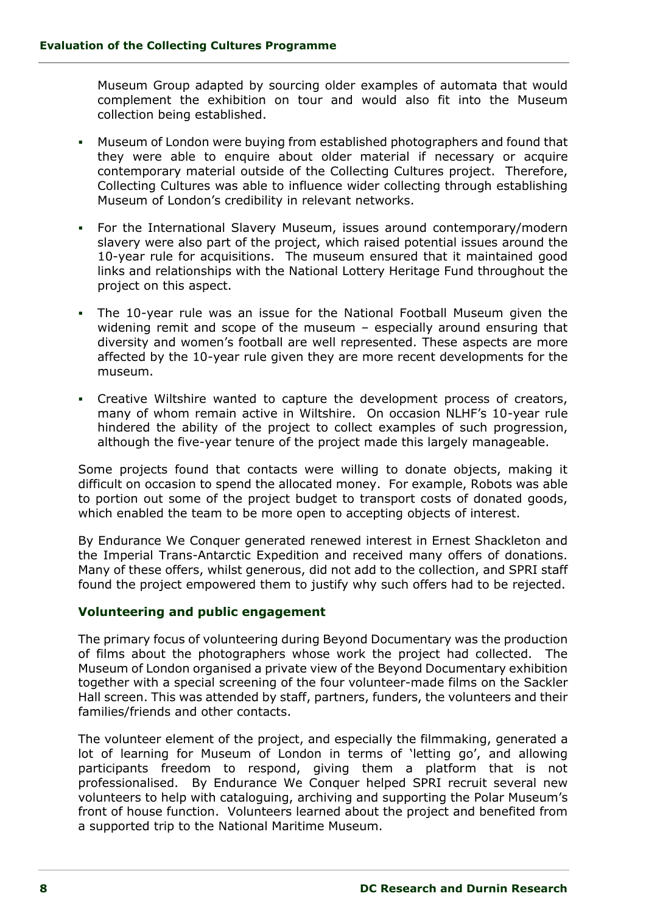Museum Group adapted by sourcing older examples of automata that would complement the exhibition on tour and would also fit into the Museum collection being established.

- Museum of London were buying from established photographers and found that they were able to enquire about older material if necessary or acquire contemporary material outside of the Collecting Cultures project. Therefore, Collecting Cultures was able to influence wider collecting through establishing Museum of London's credibility in relevant networks.
- For the International Slavery Museum, issues around contemporary/modern slavery were also part of the project, which raised potential issues around the 10-year rule for acquisitions. The museum ensured that it maintained good links and relationships with the National Lottery Heritage Fund throughout the project on this aspect.
- The 10-year rule was an issue for the National Football Museum given the widening remit and scope of the museum – especially around ensuring that diversity and women's football are well represented. These aspects are more affected by the 10-year rule given they are more recent developments for the museum.
- Creative Wiltshire wanted to capture the development process of creators, many of whom remain active in Wiltshire. On occasion NLHF's 10-year rule hindered the ability of the project to collect examples of such progression, although the five-year tenure of the project made this largely manageable.

Some projects found that contacts were willing to donate objects, making it difficult on occasion to spend the allocated money. For example, Robots was able to portion out some of the project budget to transport costs of donated goods, which enabled the team to be more open to accepting objects of interest.

By Endurance We Conquer generated renewed interest in Ernest Shackleton and the Imperial Trans-Antarctic Expedition and received many offers of donations. Many of these offers, whilst generous, did not add to the collection, and SPRI staff found the project empowered them to justify why such offers had to be rejected.

### Volunteering and public engagement

The primary focus of volunteering during Beyond Documentary was the production of films about the photographers whose work the project had collected. The Museum of London organised a private view of the Beyond Documentary exhibition together with a special screening of the four volunteer-made films on the Sackler Hall screen. This was attended by staff, partners, funders, the volunteers and their families/friends and other contacts.

The volunteer element of the project, and especially the filmmaking, generated a lot of learning for Museum of London in terms of 'letting go', and allowing participants freedom to respond, giving them a platform that is not professionalised. By Endurance We Conquer helped SPRI recruit several new volunteers to help with cataloguing, archiving and supporting the Polar Museum's front of house function. Volunteers learned about the project and benefited from a supported trip to the National Maritime Museum.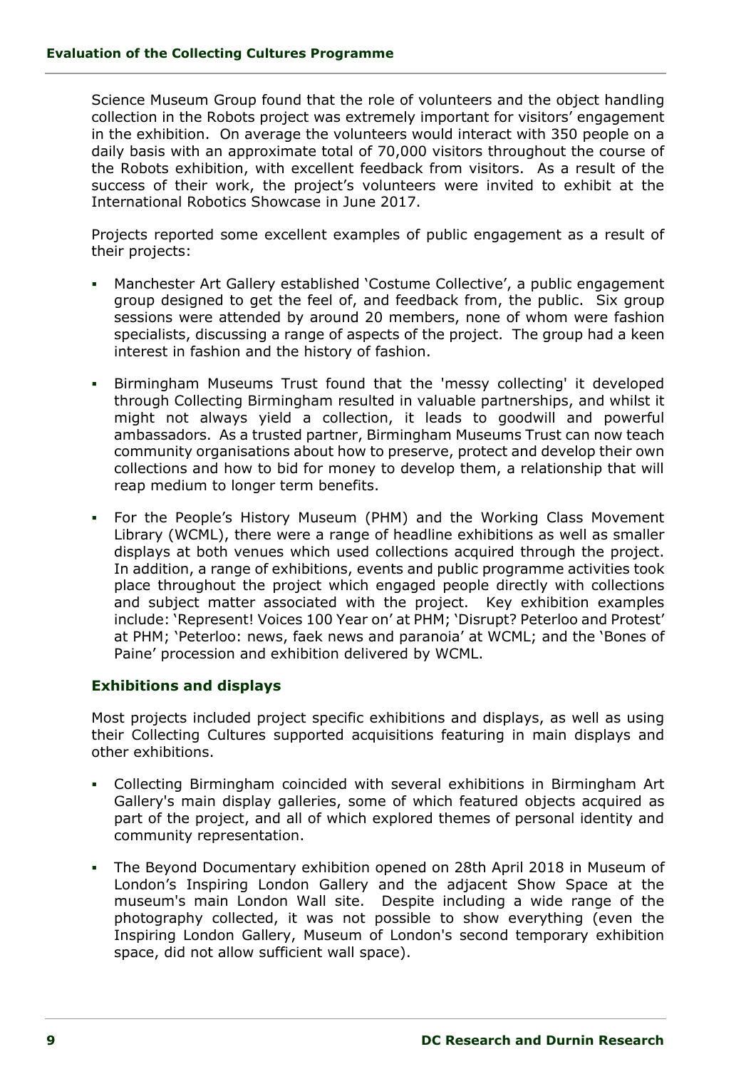Science Museum Group found that the role of volunteers and the object handling collection in the Robots project was extremely important for visitors' engagement in the exhibition. On average the volunteers would interact with 350 people on a daily basis with an approximate total of 70,000 visitors throughout the course of the Robots exhibition, with excellent feedback from visitors. As a result of the success of their work, the project's volunteers were invited to exhibit at the International Robotics Showcase in June 2017.

Projects reported some excellent examples of public engagement as a result of their projects:

- Manchester Art Gallery established 'Costume Collective', a public engagement group designed to get the feel of, and feedback from, the public. Six group sessions were attended by around 20 members, none of whom were fashion specialists, discussing a range of aspects of the project. The group had a keen interest in fashion and the history of fashion.
- Birmingham Museums Trust found that the 'messy collecting' it developed through Collecting Birmingham resulted in valuable partnerships, and whilst it might not always yield a collection, it leads to goodwill and powerful ambassadors. As a trusted partner, Birmingham Museums Trust can now teach community organisations about how to preserve, protect and develop their own collections and how to bid for money to develop them, a relationship that will reap medium to longer term benefits.
- For the People's History Museum (PHM) and the Working Class Movement Library (WCML), there were a range of headline exhibitions as well as smaller displays at both venues which used collections acquired through the project. In addition, a range of exhibitions, events and public programme activities took place throughout the project which engaged people directly with collections and subject matter associated with the project. Key exhibition examples include: 'Represent! Voices 100 Year on' at PHM; 'Disrupt? Peterloo and Protest' at PHM; 'Peterloo: news, faek news and paranoia' at WCML; and the 'Bones of Paine' procession and exhibition delivered by WCML.

### Exhibitions and displays

Most projects included project specific exhibitions and displays, as well as using their Collecting Cultures supported acquisitions featuring in main displays and other exhibitions.

- Collecting Birmingham coincided with several exhibitions in Birmingham Art Gallery's main display galleries, some of which featured objects acquired as part of the project, and all of which explored themes of personal identity and community representation.
- The Beyond Documentary exhibition opened on 28th April 2018 in Museum of London's Inspiring London Gallery and the adjacent Show Space at the museum's main London Wall site. Despite including a wide range of the photography collected, it was not possible to show everything (even the Inspiring London Gallery, Museum of London's second temporary exhibition space, did not allow sufficient wall space).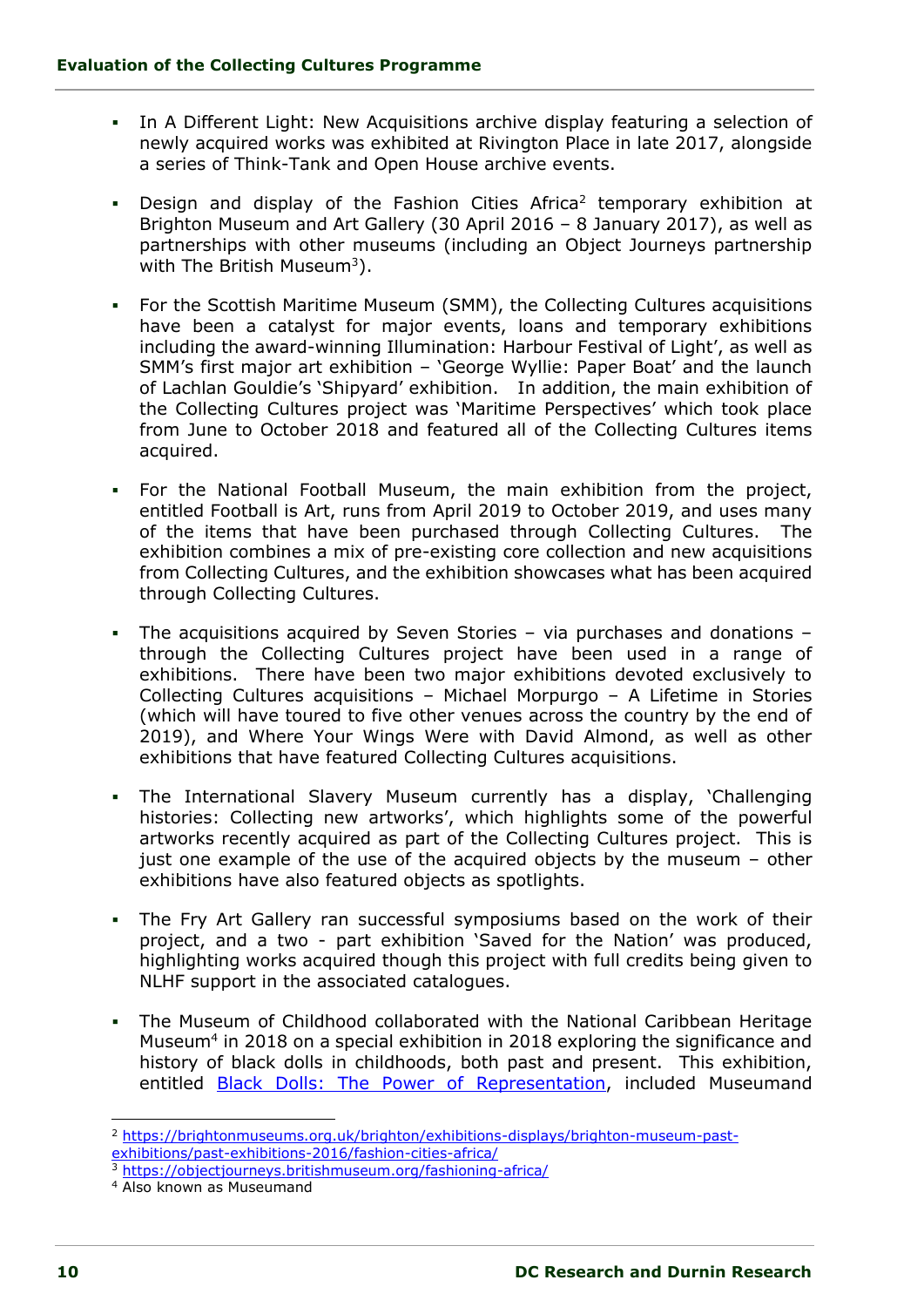- In A Different Light: New Acquisitions archive display featuring a selection of newly acquired works was exhibited at Rivington Place in late 2017, alongside a series of Think-Tank and Open House archive events.

- Design and display of the Fashion Cities Africa[2] temporary exhibition at Brighton Museum and Art Gallery (30 April 2016 – 8 January 2017), as well as partnerships with other museums (including an Object Journeys partnership with The British Museum[3]).

- For the Scottish Maritime Museum (SMM), the Collecting Cultures acquisitions have been a catalyst for major events, loans and temporary exhibitions including the award-winning Illumination: Harbour Festival of Light', as well as SMM's first major art exhibition – 'George Wyllie: Paper Boat' and the launch of Lachlan Gouldie's 'Shipyard' exhibition. In addition, the main exhibition of the Collecting Cultures project was 'Maritime Perspectives' which took place from June to October 2018 and featured all of the Collecting Cultures items acquired.

- For the National Football Museum, the main exhibition from the project, entitled Football is Art, runs from April 2019 to October 2019, and uses many of the items that have been purchased through Collecting Cultures. The exhibition combines a mix of pre-existing core collection and new acquisitions from Collecting Cultures, and the exhibition showcases what has been acquired through Collecting Cultures.

- The acquisitions acquired by Seven Stories – via purchases and donations – through the Collecting Cultures project have been used in a range of exhibitions. There have been two major exhibitions devoted exclusively to Collecting Cultures acquisitions – Michael Morpurgo – A Lifetime in Stories (which will have toured to five other venues across the country by the end of 2019), and Where Your Wings Were with David Almond, as well as other exhibitions that have featured Collecting Cultures acquisitions.

- The International Slavery Museum currently has a display, 'Challenging histories: Collecting new artworks', which highlights some of the powerful artworks recently acquired as part of the Collecting Cultures project. This is just one example of the use of the acquired objects by the museum – other exhibitions have also featured objects as spotlights.

- The Fry Art Gallery ran successful symposiums based on the work of their project, and a two - part exhibition 'Saved for the Nation' was produced, highlighting works acquired though this project with full credits being given to NLHF support in the associated catalogues.

- The Museum of Childhood collaborated with the National Caribbean Heritage Museum[4] in 2018 on a special exhibition in 2018 exploring the significance and history of black dolls in childhoods, both past and present. This exhibition, entitled Black Dolls: The Power of Representation, included Museumand

---

[2] https://brightonmuseums.org.uk/brighton/exhibitions-displays/brighton-museum-past-exhibitions/past-exhibitions-2016/fashion-cities-africa/

[3] https://objectjourneys.britishmuseum.org/fashioning-africa/

[4] Also known as Museumand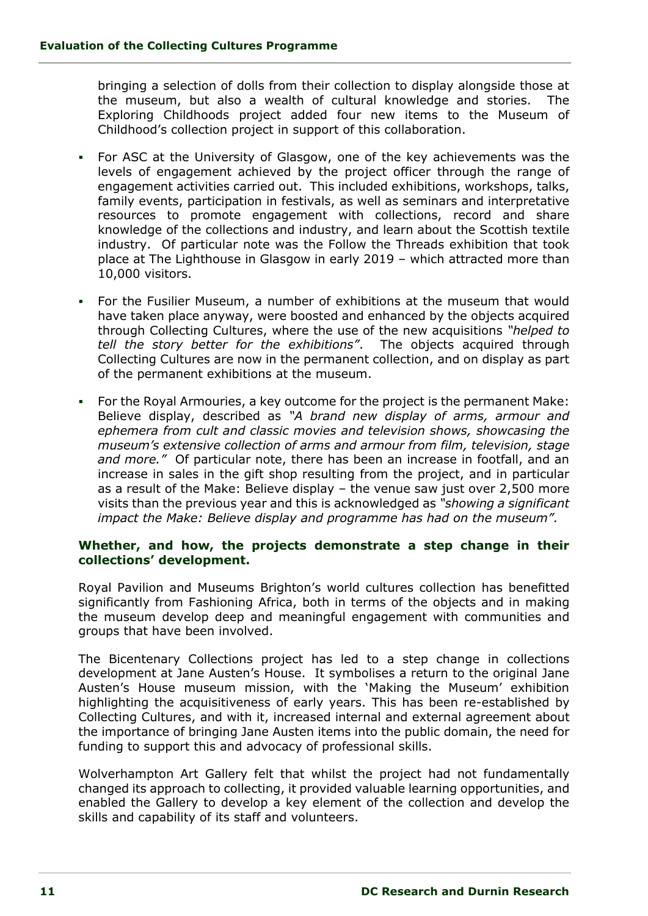bringing a selection of dolls from their collection to display alongside those at the museum, but also a wealth of cultural knowledge and stories. The Exploring Childhoods project added four new items to the Museum of Childhood's collection project in support of this collaboration.

- For ASC at the University of Glasgow, one of the key achievements was the levels of engagement achieved by the project officer through the range of engagement activities carried out. This included exhibitions, workshops, talks, family events, participation in festivals, as well as seminars and interpretative resources to promote engagement with collections, record and share knowledge of the collections and industry, and learn about the Scottish textile industry. Of particular note was the Follow the Threads exhibition that took place at The Lighthouse in Glasgow in early 2019 – which attracted more than 10,000 visitors.
- For the Fusilier Museum, a number of exhibitions at the museum that would have taken place anyway, were boosted and enhanced by the objects acquired through Collecting Cultures, where the use of the new acquisitions *"helped to tell the story better for the exhibitions"*. The objects acquired through Collecting Cultures are now in the permanent collection, and on display as part of the permanent exhibitions at the museum.
- For the Royal Armouries, a key outcome for the project is the permanent Make: Believe display, described as *"A brand new display of arms, armour and ephemera from cult and classic movies and television shows, showcasing the museum's extensive collection of arms and armour from film, television, stage and more."* Of particular note, there has been an increase in footfall, and an increase in sales in the gift shop resulting from the project, and in particular as a result of the Make: Believe display – the venue saw just over 2,500 more visits than the previous year and this is acknowledged as *"showing a significant impact the Make: Believe display and programme has had on the museum"*.

**Whether, and how, the projects demonstrate a step change in their collections' development.**

Royal Pavilion and Museums Brighton's world cultures collection has benefitted significantly from Fashioning Africa, both in terms of the objects and in making the museum develop deep and meaningful engagement with communities and groups that have been involved.

The Bicentenary Collections project has led to a step change in collections development at Jane Austen's House. It symbolises a return to the original Jane Austen's House museum mission, with the 'Making the Museum' exhibition highlighting the acquisitiveness of early years. This has been re-established by Collecting Cultures, and with it, increased internal and external agreement about the importance of bringing Jane Austen items into the public domain, the need for funding to support this and advocacy of professional skills.

Wolverhampton Art Gallery felt that whilst the project had not fundamentally changed its approach to collecting, it provided valuable learning opportunities, and enabled the Gallery to develop a key element of the collection and develop the skills and capability of its staff and volunteers.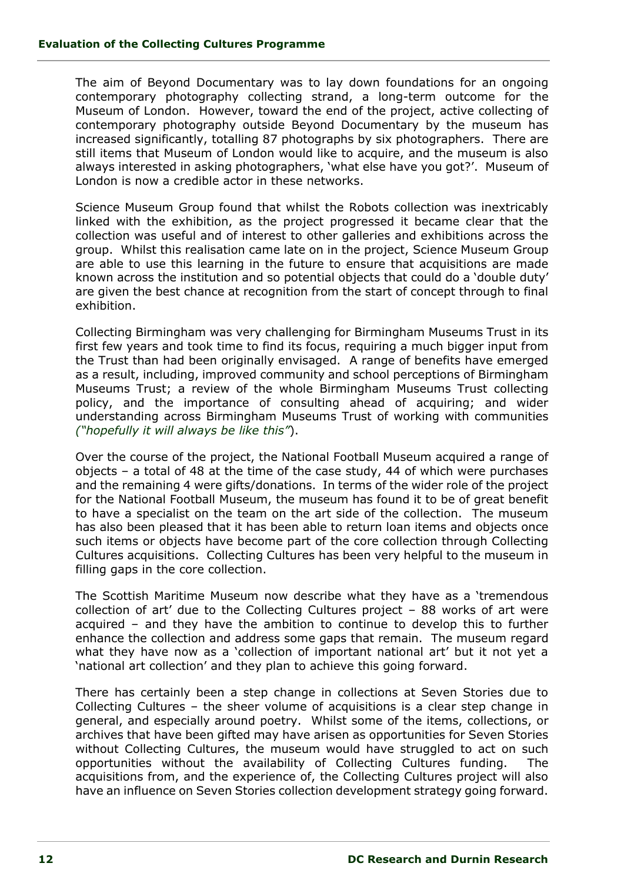The aim of Beyond Documentary was to lay down foundations for an ongoing contemporary photography collecting strand, a long-term outcome for the Museum of London. However, toward the end of the project, active collecting of contemporary photography outside Beyond Documentary by the museum has increased significantly, totalling 87 photographs by six photographers. There are still items that Museum of London would like to acquire, and the museum is also always interested in asking photographers, 'what else have you got?'. Museum of London is now a credible actor in these networks.

Science Museum Group found that whilst the Robots collection was inextricably linked with the exhibition, as the project progressed it became clear that the collection was useful and of interest to other galleries and exhibitions across the group. Whilst this realisation came late on in the project, Science Museum Group are able to use this learning in the future to ensure that acquisitions are made known across the institution and so potential objects that could do a 'double duty' are given the best chance at recognition from the start of concept through to final exhibition.

Collecting Birmingham was very challenging for Birmingham Museums Trust in its first few years and took time to find its focus, requiring a much bigger input from the Trust than had been originally envisaged. A range of benefits have emerged as a result, including, improved community and school perceptions of Birmingham Museums Trust; a review of the whole Birmingham Museums Trust collecting policy, and the importance of consulting ahead of acquiring; and wider understanding across Birmingham Museums Trust of working with communities (*"hopefully it will always be like this"*).

Over the course of the project, the National Football Museum acquired a range of objects – a total of 48 at the time of the case study, 44 of which were purchases and the remaining 4 were gifts/donations. In terms of the wider role of the project for the National Football Museum, the museum has found it to be of great benefit to have a specialist on the team on the art side of the collection. The museum has also been pleased that it has been able to return loan items and objects once such items or objects have become part of the core collection through Collecting Cultures acquisitions. Collecting Cultures has been very helpful to the museum in filling gaps in the core collection.

The Scottish Maritime Museum now describe what they have as a 'tremendous collection of art' due to the Collecting Cultures project – 88 works of art were acquired – and they have the ambition to continue to develop this to further enhance the collection and address some gaps that remain. The museum regard what they have now as a 'collection of important national art' but it not yet a 'national art collection' and they plan to achieve this going forward.

There has certainly been a step change in collections at Seven Stories due to Collecting Cultures – the sheer volume of acquisitions is a clear step change in general, and especially around poetry. Whilst some of the items, collections, or archives that have been gifted may have arisen as opportunities for Seven Stories without Collecting Cultures, the museum would have struggled to act on such opportunities without the availability of Collecting Cultures funding. The acquisitions from, and the experience of, the Collecting Cultures project will also have an influence on Seven Stories collection development strategy going forward.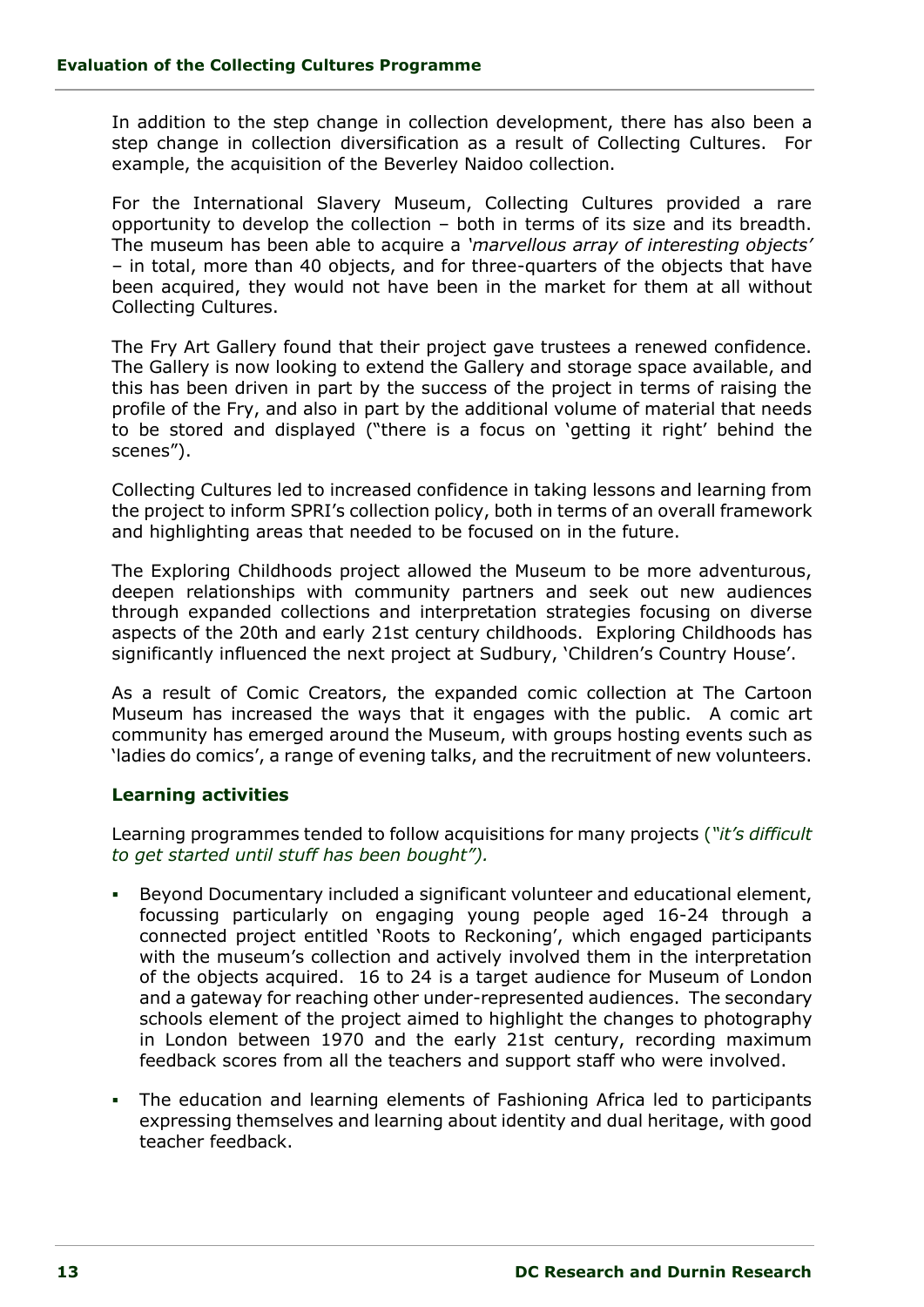In addition to the step change in collection development, there has also been a step change in collection diversification as a result of Collecting Cultures. For example, the acquisition of the Beverley Naidoo collection.

For the International Slavery Museum, Collecting Cultures provided a rare opportunity to develop the collection – both in terms of its size and its breadth. The museum has been able to acquire a *'marvellous array of interesting objects'* – in total, more than 40 objects, and for three-quarters of the objects that have been acquired, they would not have been in the market for them at all without Collecting Cultures.

The Fry Art Gallery found that their project gave trustees a renewed confidence. The Gallery is now looking to extend the Gallery and storage space available, and this has been driven in part by the success of the project in terms of raising the profile of the Fry, and also in part by the additional volume of material that needs to be stored and displayed ("there is a focus on 'getting it right' behind the scenes").

Collecting Cultures led to increased confidence in taking lessons and learning from the project to inform SPRI's collection policy, both in terms of an overall framework and highlighting areas that needed to be focused on in the future.

The Exploring Childhoods project allowed the Museum to be more adventurous, deepen relationships with community partners and seek out new audiences through expanded collections and interpretation strategies focusing on diverse aspects of the 20th and early 21st century childhoods. Exploring Childhoods has significantly influenced the next project at Sudbury, 'Children's Country House'.

As a result of Comic Creators, the expanded comic collection at The Cartoon Museum has increased the ways that it engages with the public. A comic art community has emerged around the Museum, with groups hosting events such as 'ladies do comics', a range of evening talks, and the recruitment of new volunteers.

### Learning activities

Learning programmes tended to follow acquisitions for many projects (*"it's difficult to get started until stuff has been bought").*

- Beyond Documentary included a significant volunteer and educational element, focussing particularly on engaging young people aged 16-24 through a connected project entitled 'Roots to Reckoning', which engaged participants with the museum's collection and actively involved them in the interpretation of the objects acquired. 16 to 24 is a target audience for Museum of London and a gateway for reaching other under-represented audiences. The secondary schools element of the project aimed to highlight the changes to photography in London between 1970 and the early 21st century, recording maximum feedback scores from all the teachers and support staff who were involved.
- The education and learning elements of Fashioning Africa led to participants expressing themselves and learning about identity and dual heritage, with good teacher feedback.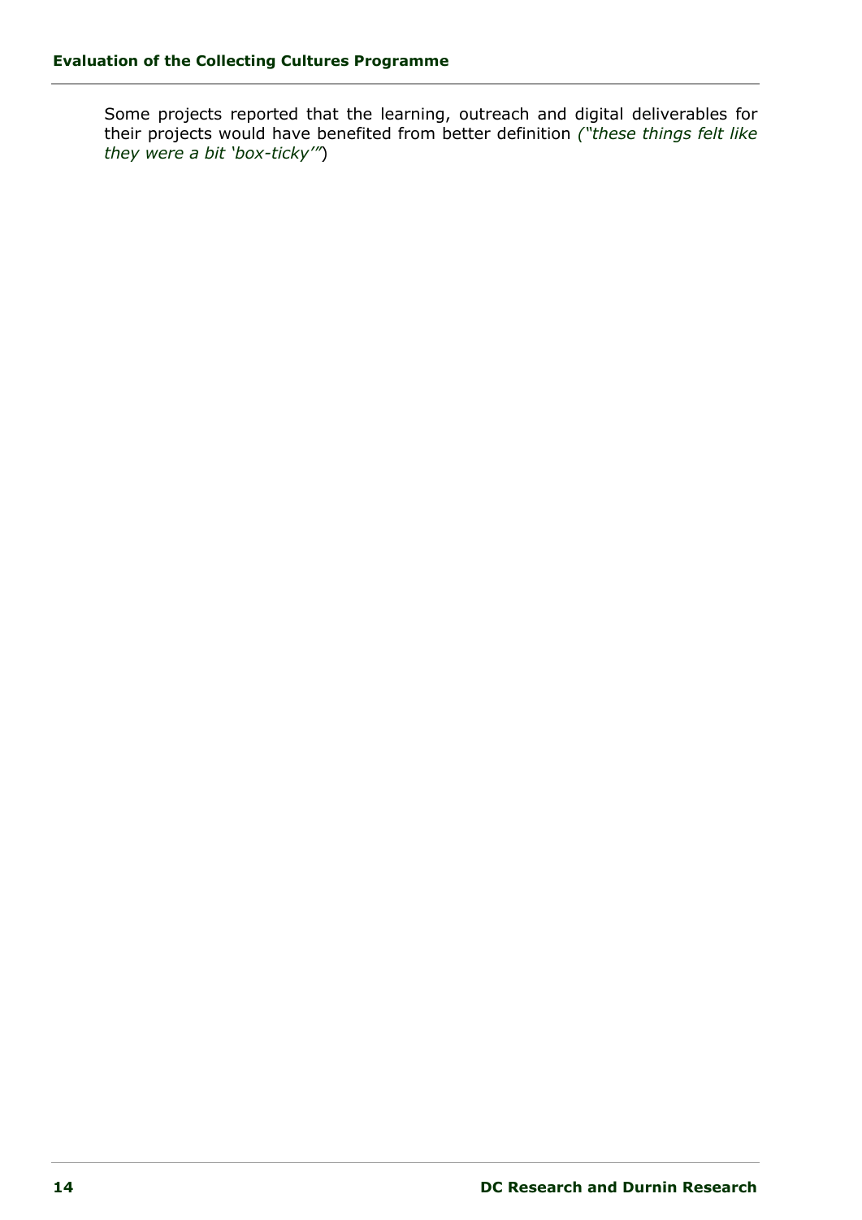Some projects reported that the learning, outreach and digital deliverables for their projects would have benefited from better definition *("these things felt like they were a bit 'box-ticky'"*)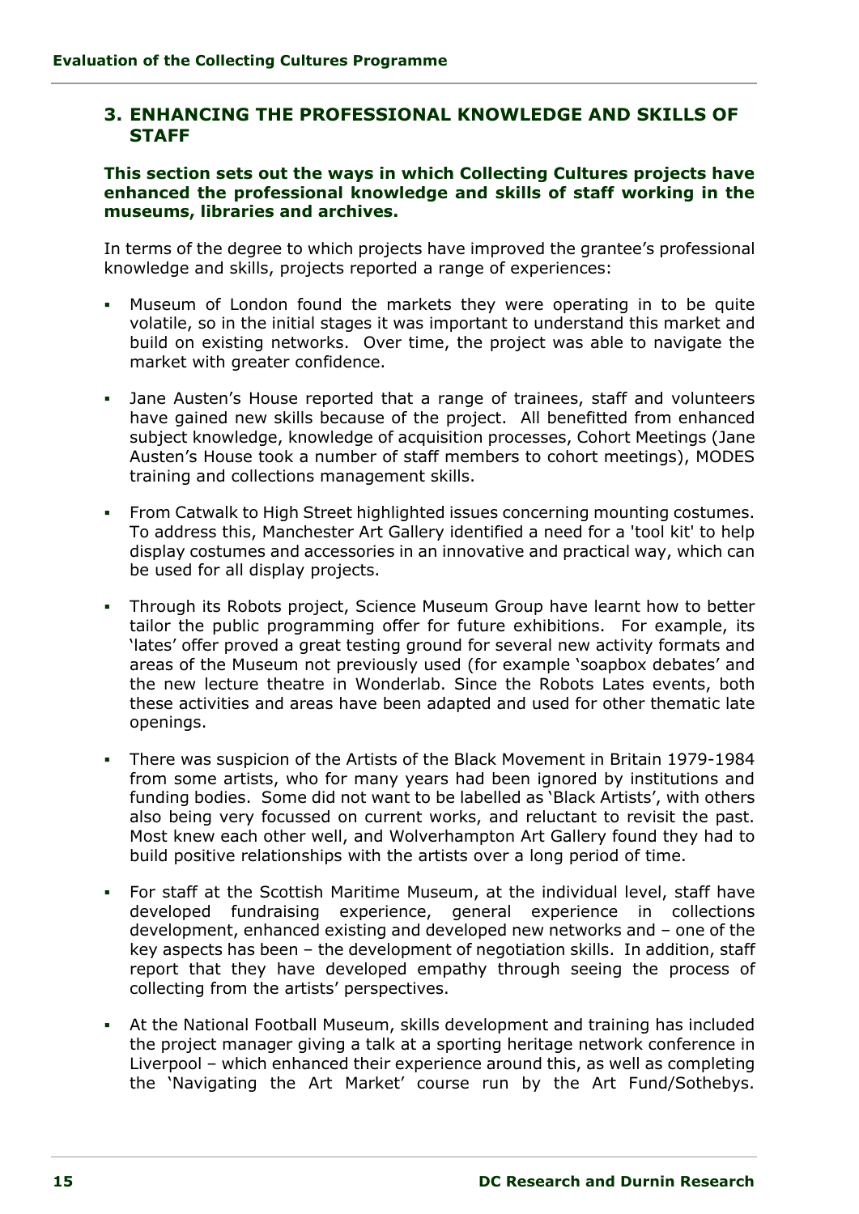## 3. ENHANCING THE PROFESSIONAL KNOWLEDGE AND SKILLS OF STAFF

**This section sets out the ways in which Collecting Cultures projects have enhanced the professional knowledge and skills of staff working in the museums, libraries and archives.**

In terms of the degree to which projects have improved the grantee's professional knowledge and skills, projects reported a range of experiences:

- Museum of London found the markets they were operating in to be quite volatile, so in the initial stages it was important to understand this market and build on existing networks. Over time, the project was able to navigate the market with greater confidence.
- Jane Austen's House reported that a range of trainees, staff and volunteers have gained new skills because of the project. All benefitted from enhanced subject knowledge, knowledge of acquisition processes, Cohort Meetings (Jane Austen's House took a number of staff members to cohort meetings), MODES training and collections management skills.
- From Catwalk to High Street highlighted issues concerning mounting costumes. To address this, Manchester Art Gallery identified a need for a 'tool kit' to help display costumes and accessories in an innovative and practical way, which can be used for all display projects.
- Through its Robots project, Science Museum Group have learnt how to better tailor the public programming offer for future exhibitions. For example, its 'lates' offer proved a great testing ground for several new activity formats and areas of the Museum not previously used (for example 'soapbox debates' and the new lecture theatre in Wonderlab. Since the Robots Lates events, both these activities and areas have been adapted and used for other thematic late openings.
- There was suspicion of the Artists of the Black Movement in Britain 1979-1984 from some artists, who for many years had been ignored by institutions and funding bodies. Some did not want to be labelled as 'Black Artists', with others also being very focussed on current works, and reluctant to revisit the past. Most knew each other well, and Wolverhampton Art Gallery found they had to build positive relationships with the artists over a long period of time.
- For staff at the Scottish Maritime Museum, at the individual level, staff have developed fundraising experience, general experience in collections development, enhanced existing and developed new networks and – one of the key aspects has been – the development of negotiation skills. In addition, staff report that they have developed empathy through seeing the process of collecting from the artists' perspectives.
- At the National Football Museum, skills development and training has included the project manager giving a talk at a sporting heritage network conference in Liverpool – which enhanced their experience around this, as well as completing the 'Navigating the Art Market' course run by the Art Fund/Sothebys.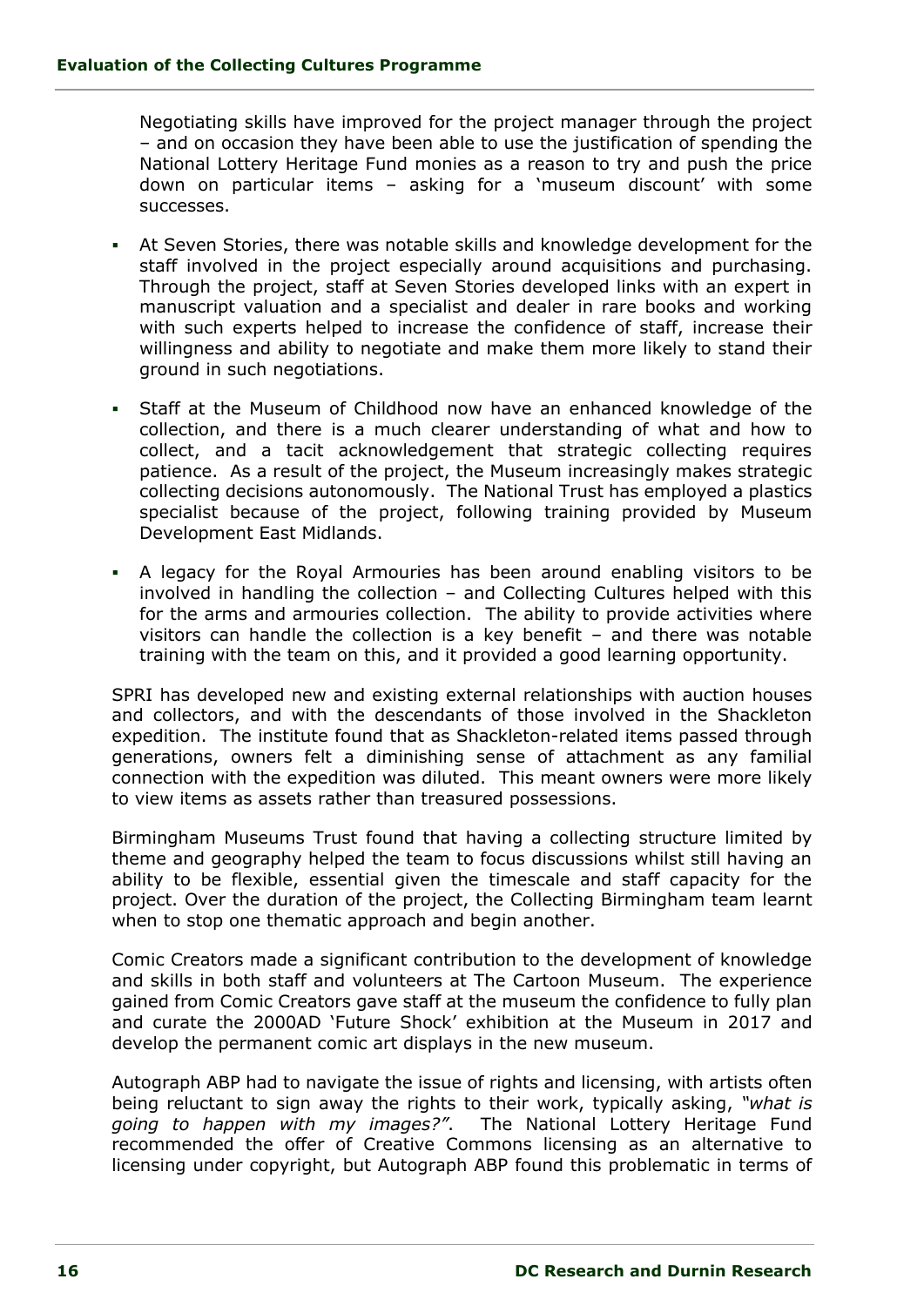Negotiating skills have improved for the project manager through the project – and on occasion they have been able to use the justification of spending the National Lottery Heritage Fund monies as a reason to try and push the price down on particular items – asking for a 'museum discount' with some successes.

- At Seven Stories, there was notable skills and knowledge development for the staff involved in the project especially around acquisitions and purchasing. Through the project, staff at Seven Stories developed links with an expert in manuscript valuation and a specialist and dealer in rare books and working with such experts helped to increase the confidence of staff, increase their willingness and ability to negotiate and make them more likely to stand their ground in such negotiations.
- Staff at the Museum of Childhood now have an enhanced knowledge of the collection, and there is a much clearer understanding of what and how to collect, and a tacit acknowledgement that strategic collecting requires patience. As a result of the project, the Museum increasingly makes strategic collecting decisions autonomously. The National Trust has employed a plastics specialist because of the project, following training provided by Museum Development East Midlands.
- A legacy for the Royal Armouries has been around enabling visitors to be involved in handling the collection – and Collecting Cultures helped with this for the arms and armouries collection. The ability to provide activities where visitors can handle the collection is a key benefit – and there was notable training with the team on this, and it provided a good learning opportunity.

SPRI has developed new and existing external relationships with auction houses and collectors, and with the descendants of those involved in the Shackleton expedition. The institute found that as Shackleton-related items passed through generations, owners felt a diminishing sense of attachment as any familial connection with the expedition was diluted. This meant owners were more likely to view items as assets rather than treasured possessions.

Birmingham Museums Trust found that having a collecting structure limited by theme and geography helped the team to focus discussions whilst still having an ability to be flexible, essential given the timescale and staff capacity for the project. Over the duration of the project, the Collecting Birmingham team learnt when to stop one thematic approach and begin another.

Comic Creators made a significant contribution to the development of knowledge and skills in both staff and volunteers at The Cartoon Museum. The experience gained from Comic Creators gave staff at the museum the confidence to fully plan and curate the 2000AD 'Future Shock' exhibition at the Museum in 2017 and develop the permanent comic art displays in the new museum.

Autograph ABP had to navigate the issue of rights and licensing, with artists often being reluctant to sign away the rights to their work, typically asking, *"what is going to happen with my images?"*. The National Lottery Heritage Fund recommended the offer of Creative Commons licensing as an alternative to licensing under copyright, but Autograph ABP found this problematic in terms of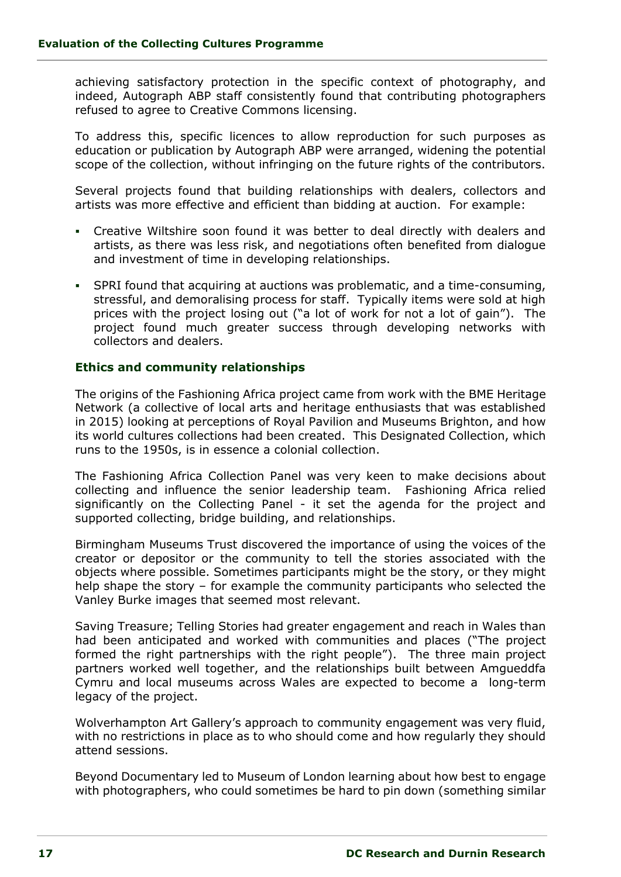achieving satisfactory protection in the specific context of photography, and indeed, Autograph ABP staff consistently found that contributing photographers refused to agree to Creative Commons licensing.

To address this, specific licences to allow reproduction for such purposes as education or publication by Autograph ABP were arranged, widening the potential scope of the collection, without infringing on the future rights of the contributors.

Several projects found that building relationships with dealers, collectors and artists was more effective and efficient than bidding at auction. For example:

- Creative Wiltshire soon found it was better to deal directly with dealers and artists, as there was less risk, and negotiations often benefited from dialogue and investment of time in developing relationships.
- SPRI found that acquiring at auctions was problematic, and a time-consuming, stressful, and demoralising process for staff. Typically items were sold at high prices with the project losing out ("a lot of work for not a lot of gain"). The project found much greater success through developing networks with collectors and dealers.

### Ethics and community relationships

The origins of the Fashioning Africa project came from work with the BME Heritage Network (a collective of local arts and heritage enthusiasts that was established in 2015) looking at perceptions of Royal Pavilion and Museums Brighton, and how its world cultures collections had been created. This Designated Collection, which runs to the 1950s, is in essence a colonial collection.

The Fashioning Africa Collection Panel was very keen to make decisions about collecting and influence the senior leadership team. Fashioning Africa relied significantly on the Collecting Panel - it set the agenda for the project and supported collecting, bridge building, and relationships.

Birmingham Museums Trust discovered the importance of using the voices of the creator or depositor or the community to tell the stories associated with the objects where possible. Sometimes participants might be the story, or they might help shape the story – for example the community participants who selected the Vanley Burke images that seemed most relevant.

Saving Treasure; Telling Stories had greater engagement and reach in Wales than had been anticipated and worked with communities and places ("The project formed the right partnerships with the right people"). The three main project partners worked well together, and the relationships built between Amgueddfa Cymru and local museums across Wales are expected to become a long-term legacy of the project.

Wolverhampton Art Gallery's approach to community engagement was very fluid, with no restrictions in place as to who should come and how regularly they should attend sessions.

Beyond Documentary led to Museum of London learning about how best to engage with photographers, who could sometimes be hard to pin down (something similar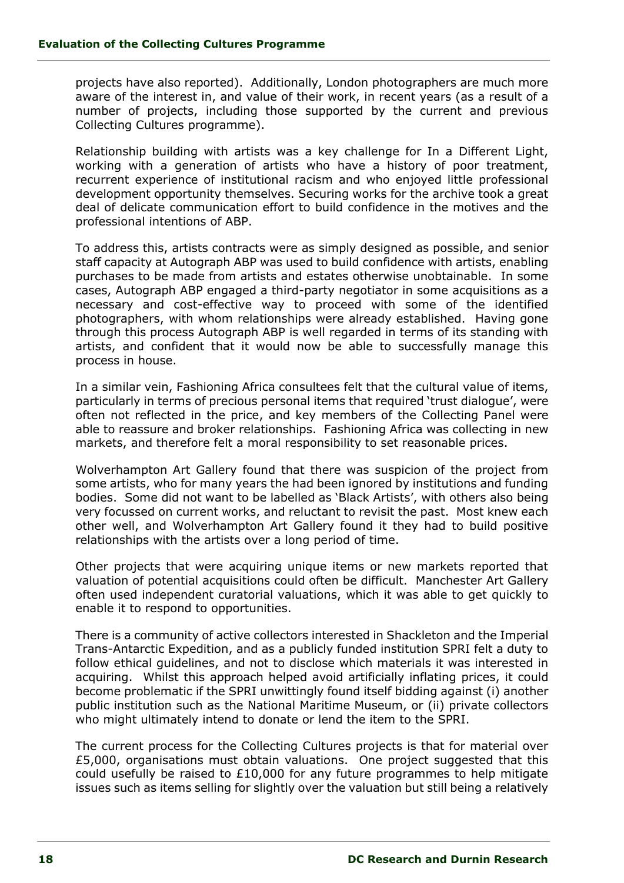projects have also reported). Additionally, London photographers are much more aware of the interest in, and value of their work, in recent years (as a result of a number of projects, including those supported by the current and previous Collecting Cultures programme).

Relationship building with artists was a key challenge for In a Different Light, working with a generation of artists who have a history of poor treatment, recurrent experience of institutional racism and who enjoyed little professional development opportunity themselves. Securing works for the archive took a great deal of delicate communication effort to build confidence in the motives and the professional intentions of ABP.

To address this, artists contracts were as simply designed as possible, and senior staff capacity at Autograph ABP was used to build confidence with artists, enabling purchases to be made from artists and estates otherwise unobtainable. In some cases, Autograph ABP engaged a third-party negotiator in some acquisitions as a necessary and cost-effective way to proceed with some of the identified photographers, with whom relationships were already established. Having gone through this process Autograph ABP is well regarded in terms of its standing with artists, and confident that it would now be able to successfully manage this process in house.

In a similar vein, Fashioning Africa consultees felt that the cultural value of items, particularly in terms of precious personal items that required 'trust dialogue', were often not reflected in the price, and key members of the Collecting Panel were able to reassure and broker relationships. Fashioning Africa was collecting in new markets, and therefore felt a moral responsibility to set reasonable prices.

Wolverhampton Art Gallery found that there was suspicion of the project from some artists, who for many years the had been ignored by institutions and funding bodies. Some did not want to be labelled as 'Black Artists', with others also being very focussed on current works, and reluctant to revisit the past. Most knew each other well, and Wolverhampton Art Gallery found it they had to build positive relationships with the artists over a long period of time.

Other projects that were acquiring unique items or new markets reported that valuation of potential acquisitions could often be difficult. Manchester Art Gallery often used independent curatorial valuations, which it was able to get quickly to enable it to respond to opportunities.

There is a community of active collectors interested in Shackleton and the Imperial Trans-Antarctic Expedition, and as a publicly funded institution SPRI felt a duty to follow ethical guidelines, and not to disclose which materials it was interested in acquiring. Whilst this approach helped avoid artificially inflating prices, it could become problematic if the SPRI unwittingly found itself bidding against (i) another public institution such as the National Maritime Museum, or (ii) private collectors who might ultimately intend to donate or lend the item to the SPRI.

The current process for the Collecting Cultures projects is that for material over £5,000, organisations must obtain valuations. One project suggested that this could usefully be raised to £10,000 for any future programmes to help mitigate issues such as items selling for slightly over the valuation but still being a relatively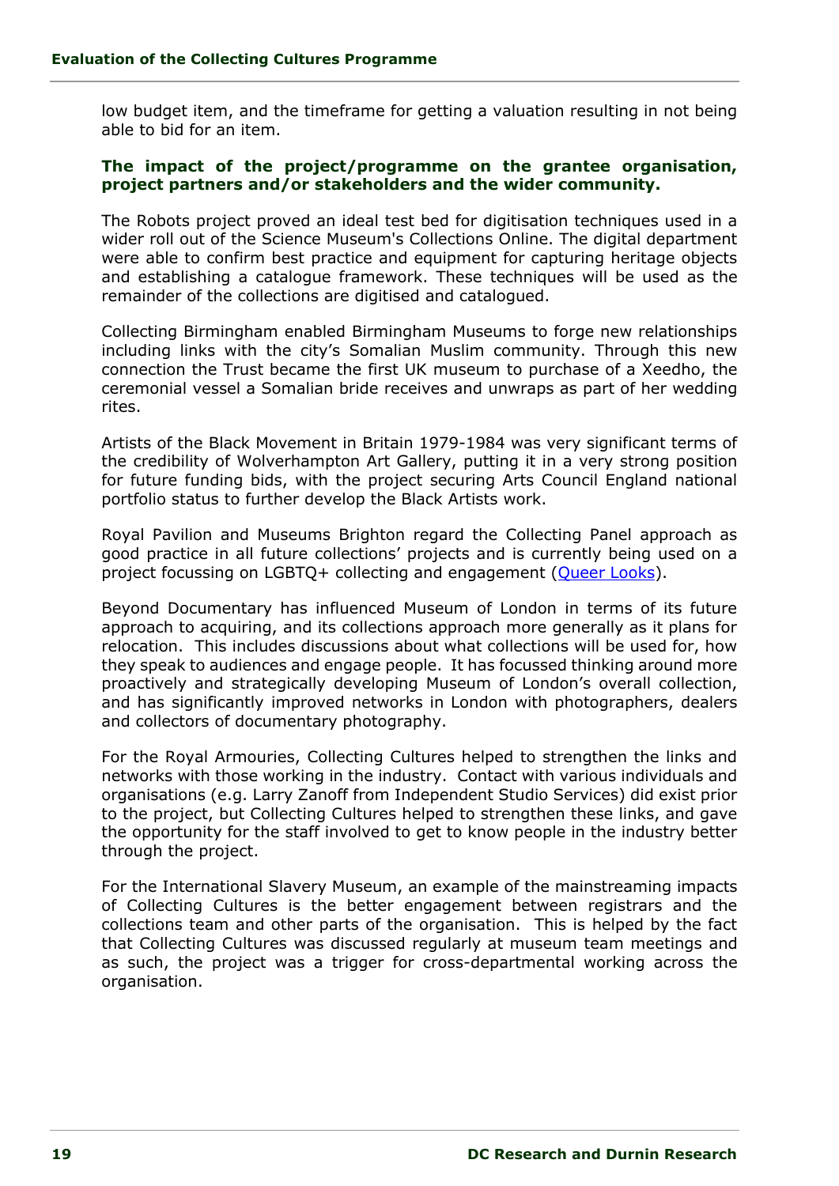low budget item, and the timeframe for getting a valuation resulting in not being able to bid for an item.

**The impact of the project/programme on the grantee organisation, project partners and/or stakeholders and the wider community.**

The Robots project proved an ideal test bed for digitisation techniques used in a wider roll out of the Science Museum's Collections Online. The digital department were able to confirm best practice and equipment for capturing heritage objects and establishing a catalogue framework. These techniques will be used as the remainder of the collections are digitised and catalogued.

Collecting Birmingham enabled Birmingham Museums to forge new relationships including links with the city's Somalian Muslim community. Through this new connection the Trust became the first UK museum to purchase of a Xeedho, the ceremonial vessel a Somalian bride receives and unwraps as part of her wedding rites.

Artists of the Black Movement in Britain 1979-1984 was very significant terms of the credibility of Wolverhampton Art Gallery, putting it in a very strong position for future funding bids, with the project securing Arts Council England national portfolio status to further develop the Black Artists work.

Royal Pavilion and Museums Brighton regard the Collecting Panel approach as good practice in all future collections' projects and is currently being used on a project focussing on LGBTQ+ collecting and engagement (Queer Looks).

Beyond Documentary has influenced Museum of London in terms of its future approach to acquiring, and its collections approach more generally as it plans for relocation. This includes discussions about what collections will be used for, how they speak to audiences and engage people. It has focussed thinking around more proactively and strategically developing Museum of London's overall collection, and has significantly improved networks in London with photographers, dealers and collectors of documentary photography.

For the Royal Armouries, Collecting Cultures helped to strengthen the links and networks with those working in the industry. Contact with various individuals and organisations (e.g. Larry Zanoff from Independent Studio Services) did exist prior to the project, but Collecting Cultures helped to strengthen these links, and gave the opportunity for the staff involved to get to know people in the industry better through the project.

For the International Slavery Museum, an example of the mainstreaming impacts of Collecting Cultures is the better engagement between registrars and the collections team and other parts of the organisation. This is helped by the fact that Collecting Cultures was discussed regularly at museum team meetings and as such, the project was a trigger for cross-departmental working across the organisation.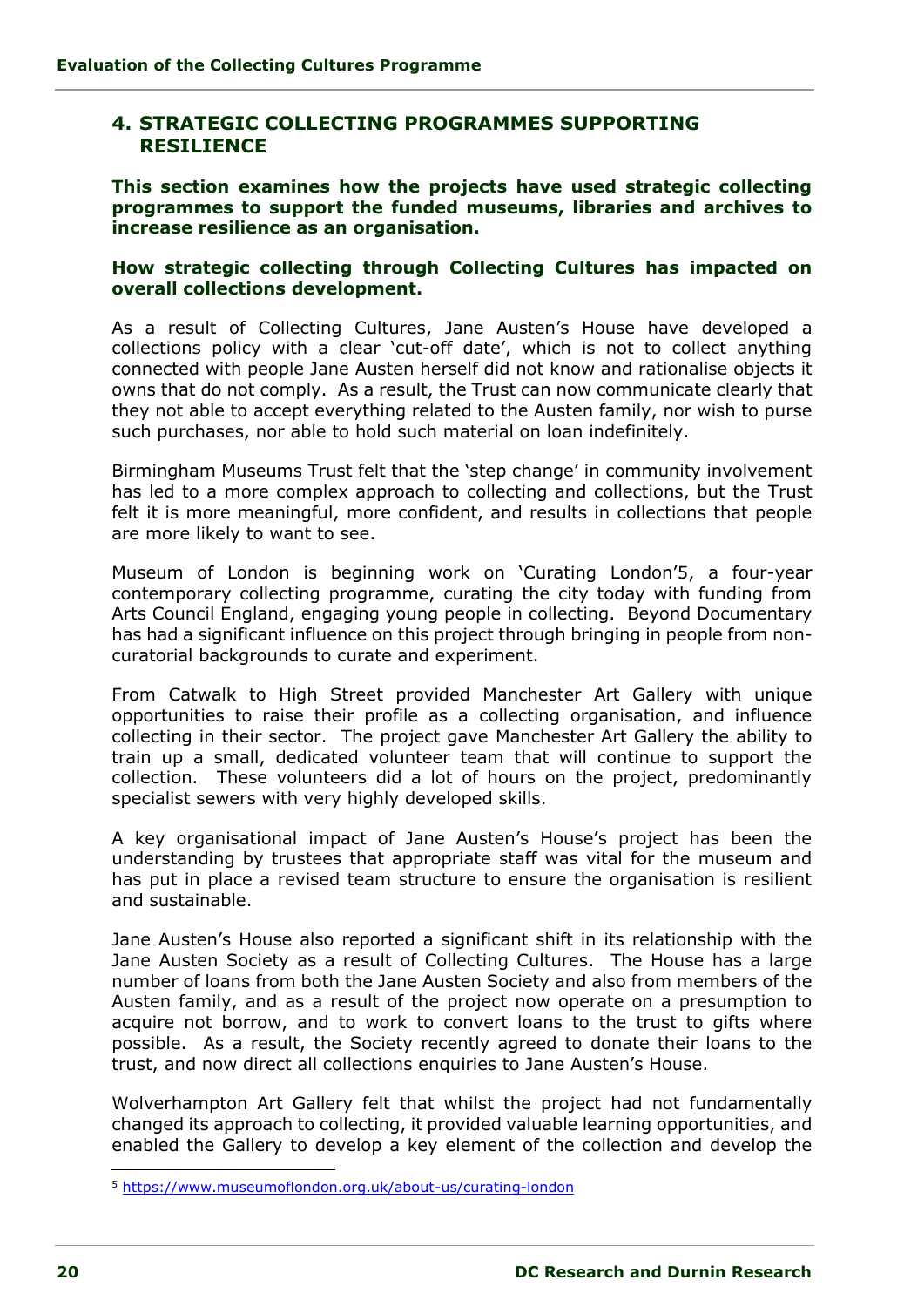## 4. STRATEGIC COLLECTING PROGRAMMES SUPPORTING RESILIENCE

**This section examines how the projects have used strategic collecting programmes to support the funded museums, libraries and archives to increase resilience as an organisation.**

**How strategic collecting through Collecting Cultures has impacted on overall collections development.**

As a result of Collecting Cultures, Jane Austen's House have developed a collections policy with a clear 'cut-off date', which is not to collect anything connected with people Jane Austen herself did not know and rationalise objects it owns that do not comply. As a result, the Trust can now communicate clearly that they not able to accept everything related to the Austen family, nor wish to purse such purchases, nor able to hold such material on loan indefinitely.

Birmingham Museums Trust felt that the 'step change' in community involvement has led to a more complex approach to collecting and collections, but the Trust felt it is more meaningful, more confident, and results in collections that people are more likely to want to see.

Museum of London is beginning work on 'Curating London'[5], a four-year contemporary collecting programme, curating the city today with funding from Arts Council England, engaging young people in collecting. Beyond Documentary has had a significant influence on this project through bringing in people from non-curatorial backgrounds to curate and experiment.

From Catwalk to High Street provided Manchester Art Gallery with unique opportunities to raise their profile as a collecting organisation, and influence collecting in their sector. The project gave Manchester Art Gallery the ability to train up a small, dedicated volunteer team that will continue to support the collection. These volunteers did a lot of hours on the project, predominantly specialist sewers with very highly developed skills.

A key organisational impact of Jane Austen's House's project has been the understanding by trustees that appropriate staff was vital for the museum and has put in place a revised team structure to ensure the organisation is resilient and sustainable.

Jane Austen's House also reported a significant shift in its relationship with the Jane Austen Society as a result of Collecting Cultures. The House has a large number of loans from both the Jane Austen Society and also from members of the Austen family, and as a result of the project now operate on a presumption to acquire not borrow, and to work to convert loans to the trust to gifts where possible. As a result, the Society recently agreed to donate their loans to the trust, and now direct all collections enquiries to Jane Austen's House.

Wolverhampton Art Gallery felt that whilst the project had not fundamentally changed its approach to collecting, it provided valuable learning opportunities, and enabled the Gallery to develop a key element of the collection and develop the

[5] https://www.museumoflondon.org.uk/about-us/curating-london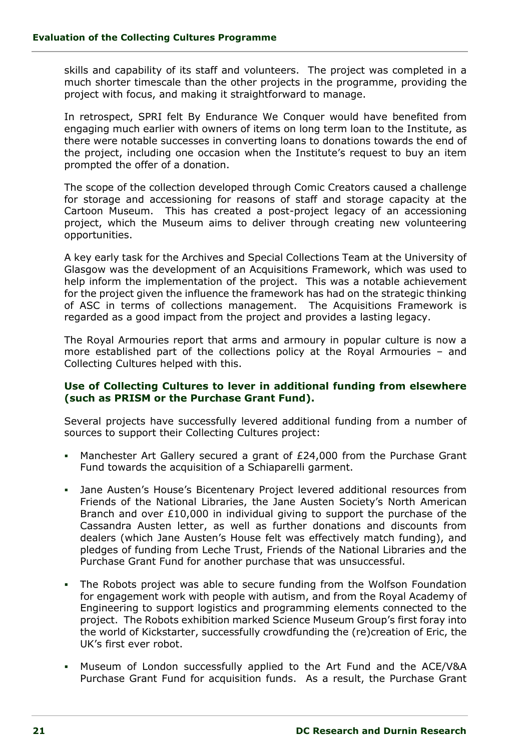skills and capability of its staff and volunteers. The project was completed in a much shorter timescale than the other projects in the programme, providing the project with focus, and making it straightforward to manage.

In retrospect, SPRI felt By Endurance We Conquer would have benefited from engaging much earlier with owners of items on long term loan to the Institute, as there were notable successes in converting loans to donations towards the end of the project, including one occasion when the Institute's request to buy an item prompted the offer of a donation.

The scope of the collection developed through Comic Creators caused a challenge for storage and accessioning for reasons of staff and storage capacity at the Cartoon Museum. This has created a post-project legacy of an accessioning project, which the Museum aims to deliver through creating new volunteering opportunities.

A key early task for the Archives and Special Collections Team at the University of Glasgow was the development of an Acquisitions Framework, which was used to help inform the implementation of the project. This was a notable achievement for the project given the influence the framework has had on the strategic thinking of ASC in terms of collections management. The Acquisitions Framework is regarded as a good impact from the project and provides a lasting legacy.

The Royal Armouries report that arms and armoury in popular culture is now a more established part of the collections policy at the Royal Armouries – and Collecting Cultures helped with this.

**Use of Collecting Cultures to lever in additional funding from elsewhere (such as PRISM or the Purchase Grant Fund).**

Several projects have successfully levered additional funding from a number of sources to support their Collecting Cultures project:

- Manchester Art Gallery secured a grant of £24,000 from the Purchase Grant Fund towards the acquisition of a Schiaparelli garment.
- Jane Austen's House's Bicentenary Project levered additional resources from Friends of the National Libraries, the Jane Austen Society's North American Branch and over £10,000 in individual giving to support the purchase of the Cassandra Austen letter, as well as further donations and discounts from dealers (which Jane Austen's House felt was effectively match funding), and pledges of funding from Leche Trust, Friends of the National Libraries and the Purchase Grant Fund for another purchase that was unsuccessful.
- The Robots project was able to secure funding from the Wolfson Foundation for engagement work with people with autism, and from the Royal Academy of Engineering to support logistics and programming elements connected to the project. The Robots exhibition marked Science Museum Group's first foray into the world of Kickstarter, successfully crowdfunding the (re)creation of Eric, the UK's first ever robot.
- Museum of London successfully applied to the Art Fund and the ACE/V&A Purchase Grant Fund for acquisition funds. As a result, the Purchase Grant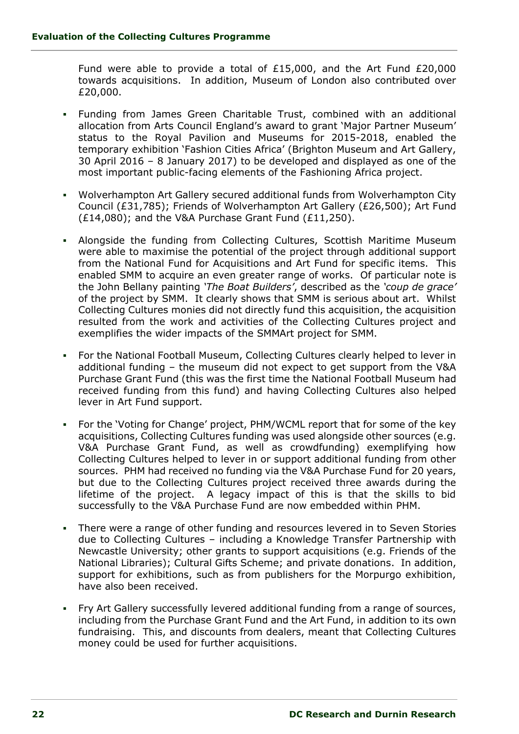Fund were able to provide a total of £15,000, and the Art Fund £20,000 towards acquisitions. In addition, Museum of London also contributed over £20,000.

- Funding from James Green Charitable Trust, combined with an additional allocation from Arts Council England's award to grant 'Major Partner Museum' status to the Royal Pavilion and Museums for 2015-2018, enabled the temporary exhibition 'Fashion Cities Africa' (Brighton Museum and Art Gallery, 30 April 2016 – 8 January 2017) to be developed and displayed as one of the most important public-facing elements of the Fashioning Africa project.
- Wolverhampton Art Gallery secured additional funds from Wolverhampton City Council (£31,785); Friends of Wolverhampton Art Gallery (£26,500); Art Fund (£14,080); and the V&A Purchase Grant Fund (£11,250).
- Alongside the funding from Collecting Cultures, Scottish Maritime Museum were able to maximise the potential of the project through additional support from the National Fund for Acquisitions and Art Fund for specific items. This enabled SMM to acquire an even greater range of works. Of particular note is the John Bellany painting *'The Boat Builders'*, described as the *'coup de grace'* of the project by SMM. It clearly shows that SMM is serious about art. Whilst Collecting Cultures monies did not directly fund this acquisition, the acquisition resulted from the work and activities of the Collecting Cultures project and exemplifies the wider impacts of the SMMArt project for SMM.
- For the National Football Museum, Collecting Cultures clearly helped to lever in additional funding – the museum did not expect to get support from the V&A Purchase Grant Fund (this was the first time the National Football Museum had received funding from this fund) and having Collecting Cultures also helped lever in Art Fund support.
- For the 'Voting for Change' project, PHM/WCML report that for some of the key acquisitions, Collecting Cultures funding was used alongside other sources (e.g. V&A Purchase Grant Fund, as well as crowdfunding) exemplifying how Collecting Cultures helped to lever in or support additional funding from other sources. PHM had received no funding via the V&A Purchase Fund for 20 years, but due to the Collecting Cultures project received three awards during the lifetime of the project. A legacy impact of this is that the skills to bid successfully to the V&A Purchase Fund are now embedded within PHM.
- There were a range of other funding and resources levered in to Seven Stories due to Collecting Cultures – including a Knowledge Transfer Partnership with Newcastle University; other grants to support acquisitions (e.g. Friends of the National Libraries); Cultural Gifts Scheme; and private donations. In addition, support for exhibitions, such as from publishers for the Morpurgo exhibition, have also been received.
- Fry Art Gallery successfully levered additional funding from a range of sources, including from the Purchase Grant Fund and the Art Fund, in addition to its own fundraising. This, and discounts from dealers, meant that Collecting Cultures money could be used for further acquisitions.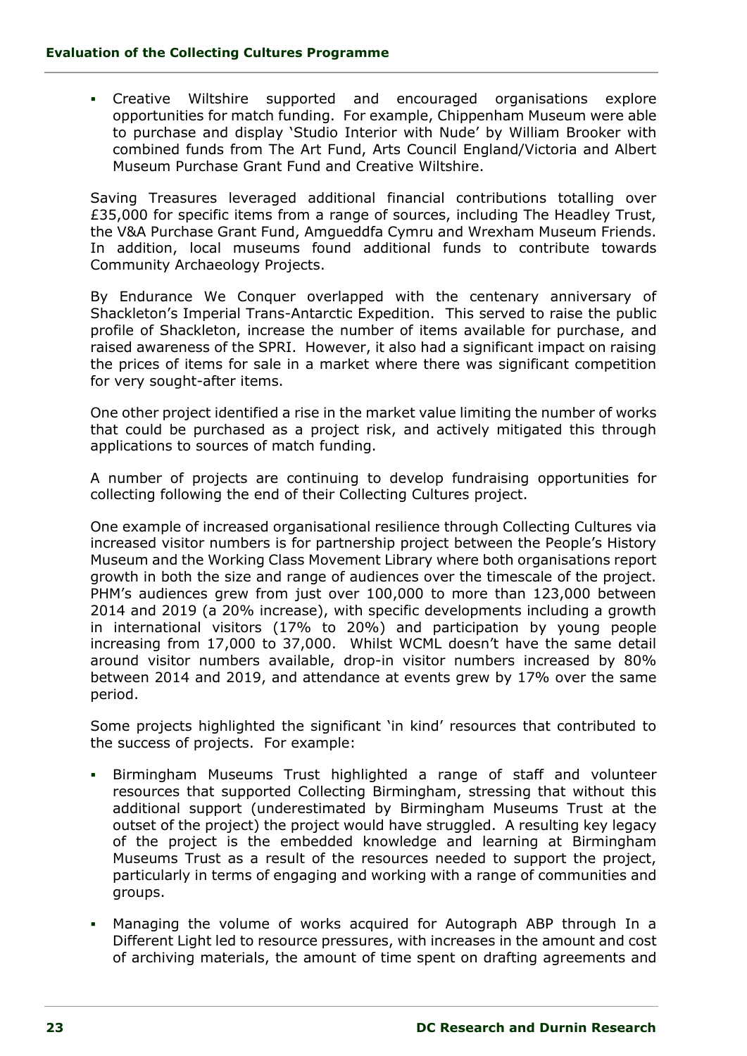- Creative Wiltshire supported and encouraged organisations explore opportunities for match funding. For example, Chippenham Museum were able to purchase and display 'Studio Interior with Nude' by William Brooker with combined funds from The Art Fund, Arts Council England/Victoria and Albert Museum Purchase Grant Fund and Creative Wiltshire.

Saving Treasures leveraged additional financial contributions totalling over £35,000 for specific items from a range of sources, including The Headley Trust, the V&A Purchase Grant Fund, Amgueddfa Cymru and Wrexham Museum Friends. In addition, local museums found additional funds to contribute towards Community Archaeology Projects.

By Endurance We Conquer overlapped with the centenary anniversary of Shackleton's Imperial Trans-Antarctic Expedition. This served to raise the public profile of Shackleton, increase the number of items available for purchase, and raised awareness of the SPRI. However, it also had a significant impact on raising the prices of items for sale in a market where there was significant competition for very sought-after items.

One other project identified a rise in the market value limiting the number of works that could be purchased as a project risk, and actively mitigated this through applications to sources of match funding.

A number of projects are continuing to develop fundraising opportunities for collecting following the end of their Collecting Cultures project.

One example of increased organisational resilience through Collecting Cultures via increased visitor numbers is for partnership project between the People's History Museum and the Working Class Movement Library where both organisations report growth in both the size and range of audiences over the timescale of the project. PHM's audiences grew from just over 100,000 to more than 123,000 between 2014 and 2019 (a 20% increase), with specific developments including a growth in international visitors (17% to 20%) and participation by young people increasing from 17,000 to 37,000. Whilst WCML doesn't have the same detail around visitor numbers available, drop-in visitor numbers increased by 80% between 2014 and 2019, and attendance at events grew by 17% over the same period.

Some projects highlighted the significant 'in kind' resources that contributed to the success of projects. For example:

- Birmingham Museums Trust highlighted a range of staff and volunteer resources that supported Collecting Birmingham, stressing that without this additional support (underestimated by Birmingham Museums Trust at the outset of the project) the project would have struggled. A resulting key legacy of the project is the embedded knowledge and learning at Birmingham Museums Trust as a result of the resources needed to support the project, particularly in terms of engaging and working with a range of communities and groups.
- Managing the volume of works acquired for Autograph ABP through In a Different Light led to resource pressures, with increases in the amount and cost of archiving materials, the amount of time spent on drafting agreements and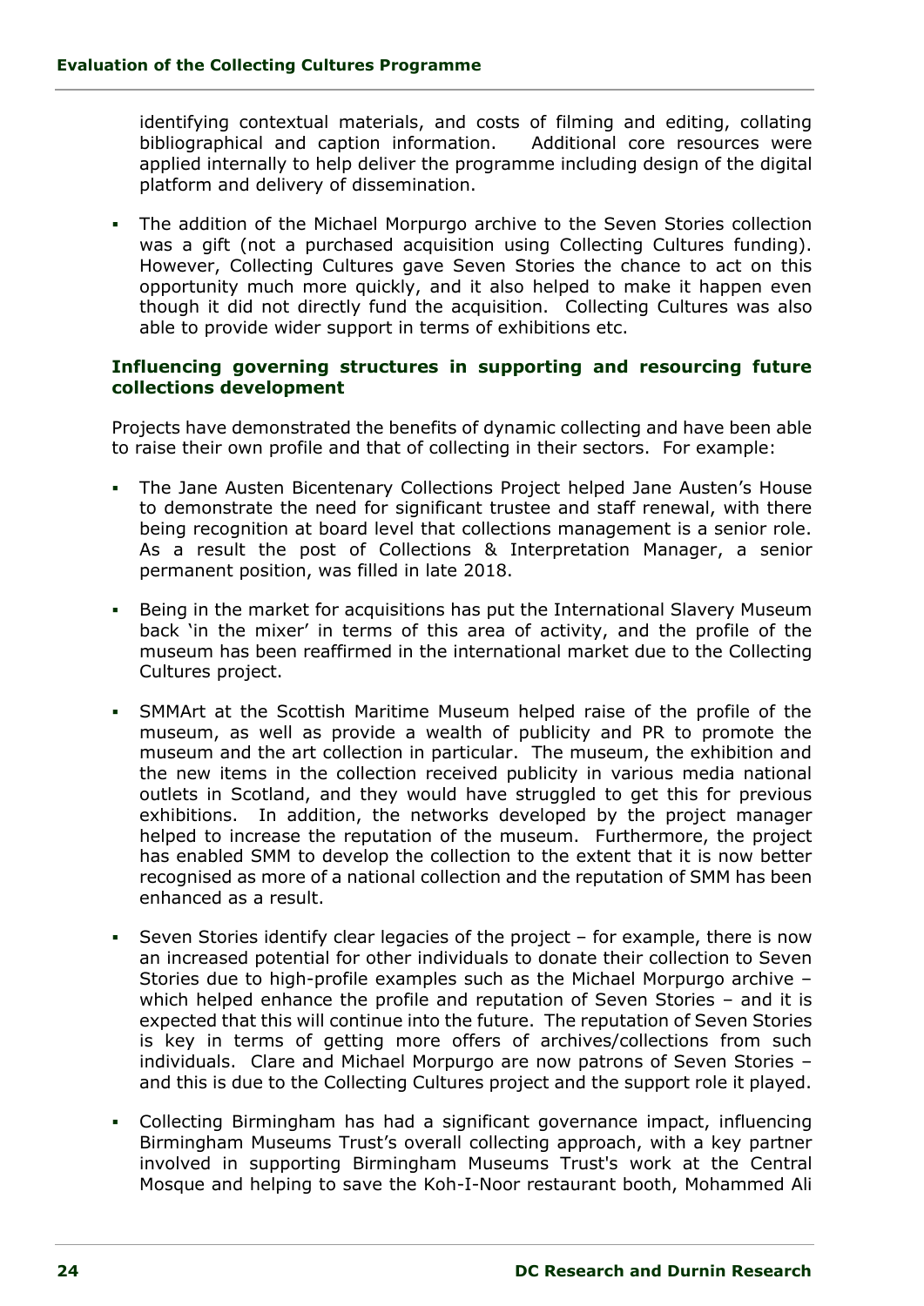identifying contextual materials, and costs of filming and editing, collating bibliographical and caption information. Additional core resources were applied internally to help deliver the programme including design of the digital platform and delivery of dissemination.

- The addition of the Michael Morpurgo archive to the Seven Stories collection was a gift (not a purchased acquisition using Collecting Cultures funding). However, Collecting Cultures gave Seven Stories the chance to act on this opportunity much more quickly, and it also helped to make it happen even though it did not directly fund the acquisition. Collecting Cultures was also able to provide wider support in terms of exhibitions etc.

### Influencing governing structures in supporting and resourcing future collections development

Projects have demonstrated the benefits of dynamic collecting and have been able to raise their own profile and that of collecting in their sectors. For example:

- The Jane Austen Bicentenary Collections Project helped Jane Austen's House to demonstrate the need for significant trustee and staff renewal, with there being recognition at board level that collections management is a senior role. As a result the post of Collections & Interpretation Manager, a senior permanent position, was filled in late 2018.
- Being in the market for acquisitions has put the International Slavery Museum back 'in the mixer' in terms of this area of activity, and the profile of the museum has been reaffirmed in the international market due to the Collecting Cultures project.
- SMMArt at the Scottish Maritime Museum helped raise of the profile of the museum, as well as provide a wealth of publicity and PR to promote the museum and the art collection in particular. The museum, the exhibition and the new items in the collection received publicity in various media national outlets in Scotland, and they would have struggled to get this for previous exhibitions. In addition, the networks developed by the project manager helped to increase the reputation of the museum. Furthermore, the project has enabled SMM to develop the collection to the extent that it is now better recognised as more of a national collection and the reputation of SMM has been enhanced as a result.
- Seven Stories identify clear legacies of the project – for example, there is now an increased potential for other individuals to donate their collection to Seven Stories due to high-profile examples such as the Michael Morpurgo archive – which helped enhance the profile and reputation of Seven Stories – and it is expected that this will continue into the future. The reputation of Seven Stories is key in terms of getting more offers of archives/collections from such individuals. Clare and Michael Morpurgo are now patrons of Seven Stories – and this is due to the Collecting Cultures project and the support role it played.
- Collecting Birmingham has had a significant governance impact, influencing Birmingham Museums Trust's overall collecting approach, with a key partner involved in supporting Birmingham Museums Trust's work at the Central Mosque and helping to save the Koh-I-Noor restaurant booth, Mohammed Ali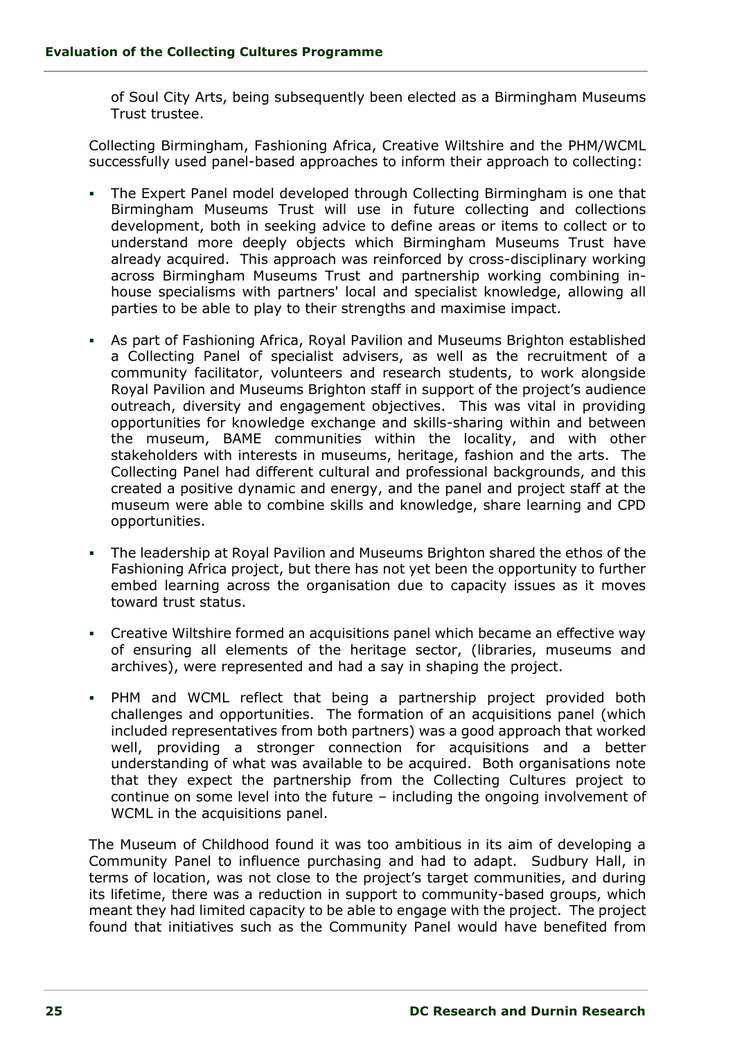of Soul City Arts, being subsequently been elected as a Birmingham Museums Trust trustee.

Collecting Birmingham, Fashioning Africa, Creative Wiltshire and the PHM/WCML successfully used panel-based approaches to inform their approach to collecting:

- The Expert Panel model developed through Collecting Birmingham is one that Birmingham Museums Trust will use in future collecting and collections development, both in seeking advice to define areas or items to collect or to understand more deeply objects which Birmingham Museums Trust have already acquired. This approach was reinforced by cross-disciplinary working across Birmingham Museums Trust and partnership working combining in-house specialisms with partners' local and specialist knowledge, allowing all parties to be able to play to their strengths and maximise impact.
- As part of Fashioning Africa, Royal Pavilion and Museums Brighton established a Collecting Panel of specialist advisers, as well as the recruitment of a community facilitator, volunteers and research students, to work alongside Royal Pavilion and Museums Brighton staff in support of the project's audience outreach, diversity and engagement objectives. This was vital in providing opportunities for knowledge exchange and skills-sharing within and between the museum, BAME communities within the locality, and with other stakeholders with interests in museums, heritage, fashion and the arts. The Collecting Panel had different cultural and professional backgrounds, and this created a positive dynamic and energy, and the panel and project staff at the museum were able to combine skills and knowledge, share learning and CPD opportunities.
- The leadership at Royal Pavilion and Museums Brighton shared the ethos of the Fashioning Africa project, but there has not yet been the opportunity to further embed learning across the organisation due to capacity issues as it moves toward trust status.
- Creative Wiltshire formed an acquisitions panel which became an effective way of ensuring all elements of the heritage sector, (libraries, museums and archives), were represented and had a say in shaping the project.
- PHM and WCML reflect that being a partnership project provided both challenges and opportunities. The formation of an acquisitions panel (which included representatives from both partners) was a good approach that worked well, providing a stronger connection for acquisitions and a better understanding of what was available to be acquired. Both organisations note that they expect the partnership from the Collecting Cultures project to continue on some level into the future – including the ongoing involvement of WCML in the acquisitions panel.

The Museum of Childhood found it was too ambitious in its aim of developing a Community Panel to influence purchasing and had to adapt. Sudbury Hall, in terms of location, was not close to the project's target communities, and during its lifetime, there was a reduction in support to community-based groups, which meant they had limited capacity to be able to engage with the project. The project found that initiatives such as the Community Panel would have benefited from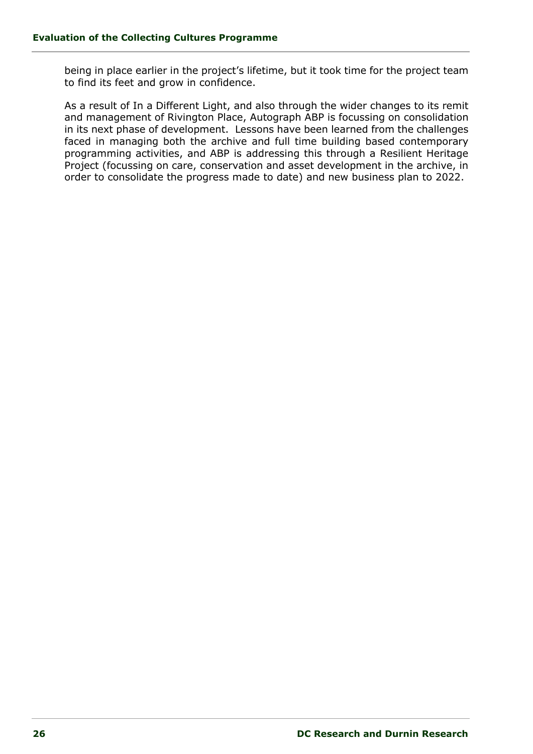being in place earlier in the project's lifetime, but it took time for the project team to find its feet and grow in confidence.

As a result of In a Different Light, and also through the wider changes to its remit and management of Rivington Place, Autograph ABP is focussing on consolidation in its next phase of development. Lessons have been learned from the challenges faced in managing both the archive and full time building based contemporary programming activities, and ABP is addressing this through a Resilient Heritage Project (focussing on care, conservation and asset development in the archive, in order to consolidate the progress made to date) and new business plan to 2022.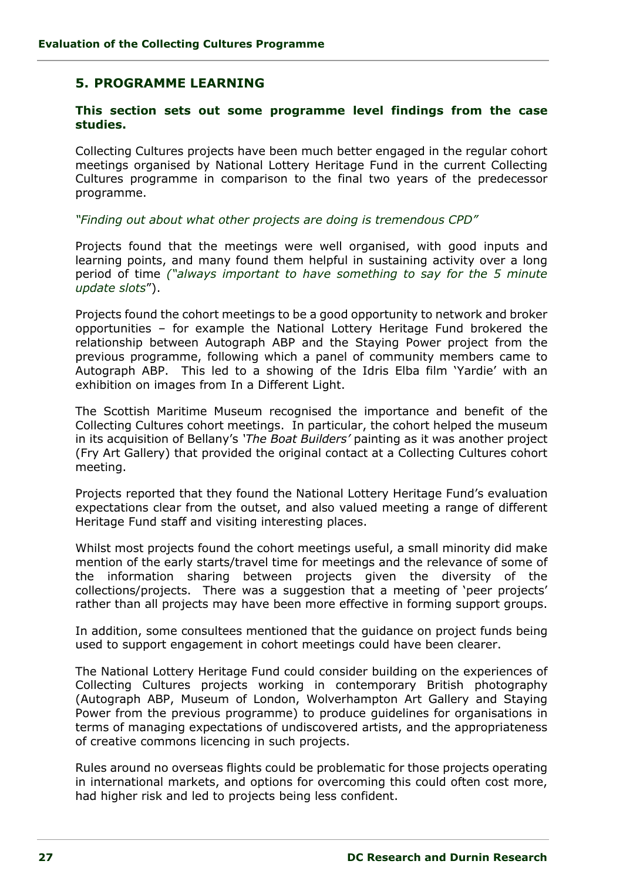## 5. PROGRAMME LEARNING

**This section sets out some programme level findings from the case studies.**

Collecting Cultures projects have been much better engaged in the regular cohort meetings organised by National Lottery Heritage Fund in the current Collecting Cultures programme in comparison to the final two years of the predecessor programme.

*"Finding out about what other projects are doing is tremendous CPD"*

Projects found that the meetings were well organised, with good inputs and learning points, and many found them helpful in sustaining activity over a long period of time *("always important to have something to say for the 5 minute update slots*").

Projects found the cohort meetings to be a good opportunity to network and broker opportunities – for example the National Lottery Heritage Fund brokered the relationship between Autograph ABP and the Staying Power project from the previous programme, following which a panel of community members came to Autograph ABP. This led to a showing of the Idris Elba film 'Yardie' with an exhibition on images from In a Different Light.

The Scottish Maritime Museum recognised the importance and benefit of the Collecting Cultures cohort meetings. In particular, the cohort helped the museum in its acquisition of Bellany's *'The Boat Builders'* painting as it was another project (Fry Art Gallery) that provided the original contact at a Collecting Cultures cohort meeting.

Projects reported that they found the National Lottery Heritage Fund's evaluation expectations clear from the outset, and also valued meeting a range of different Heritage Fund staff and visiting interesting places.

Whilst most projects found the cohort meetings useful, a small minority did make mention of the early starts/travel time for meetings and the relevance of some of the information sharing between projects given the diversity of the collections/projects. There was a suggestion that a meeting of 'peer projects' rather than all projects may have been more effective in forming support groups.

In addition, some consultees mentioned that the guidance on project funds being used to support engagement in cohort meetings could have been clearer.

The National Lottery Heritage Fund could consider building on the experiences of Collecting Cultures projects working in contemporary British photography (Autograph ABP, Museum of London, Wolverhampton Art Gallery and Staying Power from the previous programme) to produce guidelines for organisations in terms of managing expectations of undiscovered artists, and the appropriateness of creative commons licencing in such projects.

Rules around no overseas flights could be problematic for those projects operating in international markets, and options for overcoming this could often cost more, had higher risk and led to projects being less confident.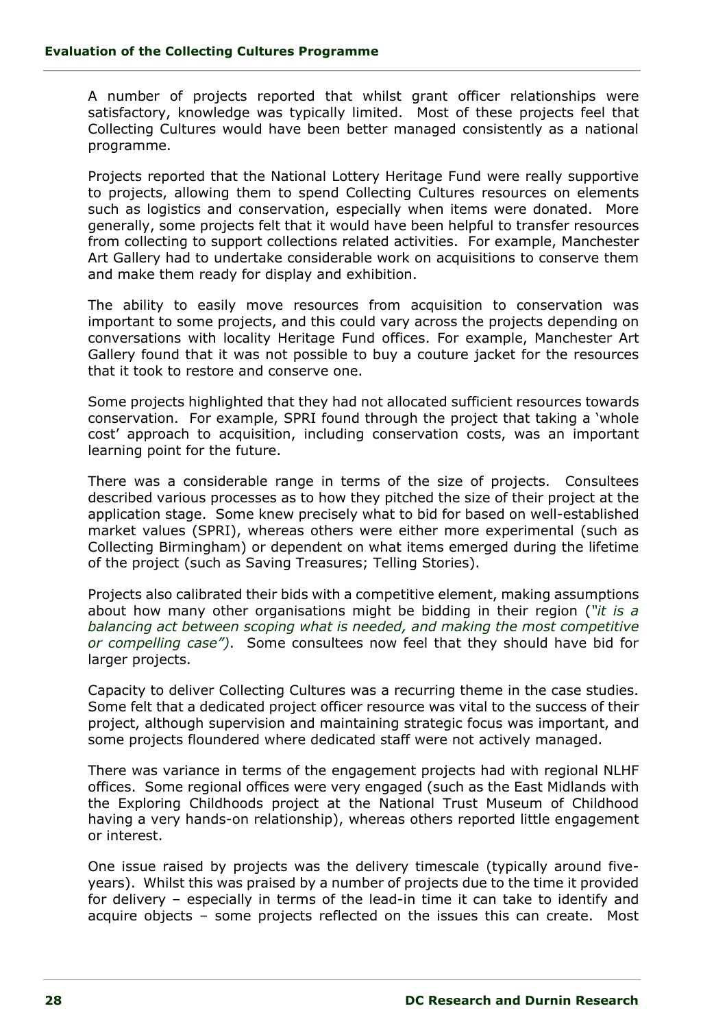A number of projects reported that whilst grant officer relationships were satisfactory, knowledge was typically limited. Most of these projects feel that Collecting Cultures would have been better managed consistently as a national programme.

Projects reported that the National Lottery Heritage Fund were really supportive to projects, allowing them to spend Collecting Cultures resources on elements such as logistics and conservation, especially when items were donated. More generally, some projects felt that it would have been helpful to transfer resources from collecting to support collections related activities. For example, Manchester Art Gallery had to undertake considerable work on acquisitions to conserve them and make them ready for display and exhibition.

The ability to easily move resources from acquisition to conservation was important to some projects, and this could vary across the projects depending on conversations with locality Heritage Fund offices. For example, Manchester Art Gallery found that it was not possible to buy a couture jacket for the resources that it took to restore and conserve one.

Some projects highlighted that they had not allocated sufficient resources towards conservation. For example, SPRI found through the project that taking a 'whole cost' approach to acquisition, including conservation costs, was an important learning point for the future.

There was a considerable range in terms of the size of projects. Consultees described various processes as to how they pitched the size of their project at the application stage. Some knew precisely what to bid for based on well-established market values (SPRI), whereas others were either more experimental (such as Collecting Birmingham) or dependent on what items emerged during the lifetime of the project (such as Saving Treasures; Telling Stories).

Projects also calibrated their bids with a competitive element, making assumptions about how many other organisations might be bidding in their region (*"it is a balancing act between scoping what is needed, and making the most competitive or compelling case")*. Some consultees now feel that they should have bid for larger projects.

Capacity to deliver Collecting Cultures was a recurring theme in the case studies. Some felt that a dedicated project officer resource was vital to the success of their project, although supervision and maintaining strategic focus was important, and some projects floundered where dedicated staff were not actively managed.

There was variance in terms of the engagement projects had with regional NLHF offices. Some regional offices were very engaged (such as the East Midlands with the Exploring Childhoods project at the National Trust Museum of Childhood having a very hands-on relationship), whereas others reported little engagement or interest.

One issue raised by projects was the delivery timescale (typically around five-years). Whilst this was praised by a number of projects due to the time it provided for delivery – especially in terms of the lead-in time it can take to identify and acquire objects – some projects reflected on the issues this can create. Most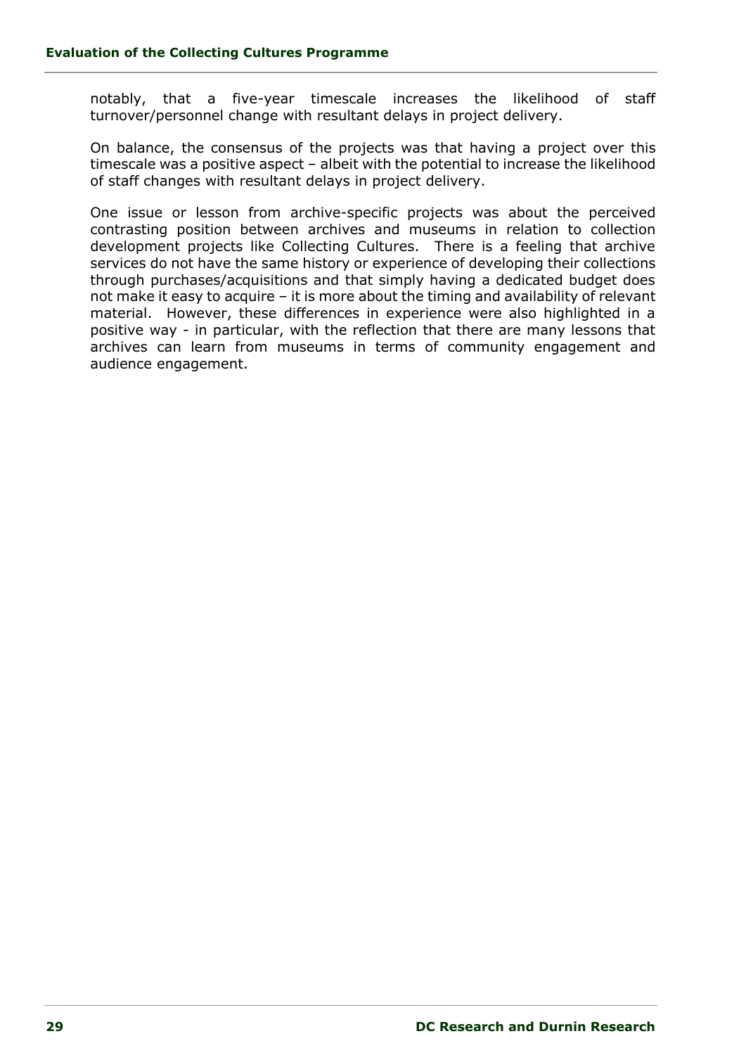notably, that a five-year timescale increases the likelihood of staff turnover/personnel change with resultant delays in project delivery.

On balance, the consensus of the projects was that having a project over this timescale was a positive aspect – albeit with the potential to increase the likelihood of staff changes with resultant delays in project delivery.

One issue or lesson from archive-specific projects was about the perceived contrasting position between archives and museums in relation to collection development projects like Collecting Cultures. There is a feeling that archive services do not have the same history or experience of developing their collections through purchases/acquisitions and that simply having a dedicated budget does not make it easy to acquire – it is more about the timing and availability of relevant material. However, these differences in experience were also highlighted in a positive way - in particular, with the reflection that there are many lessons that archives can learn from museums in terms of community engagement and audience engagement.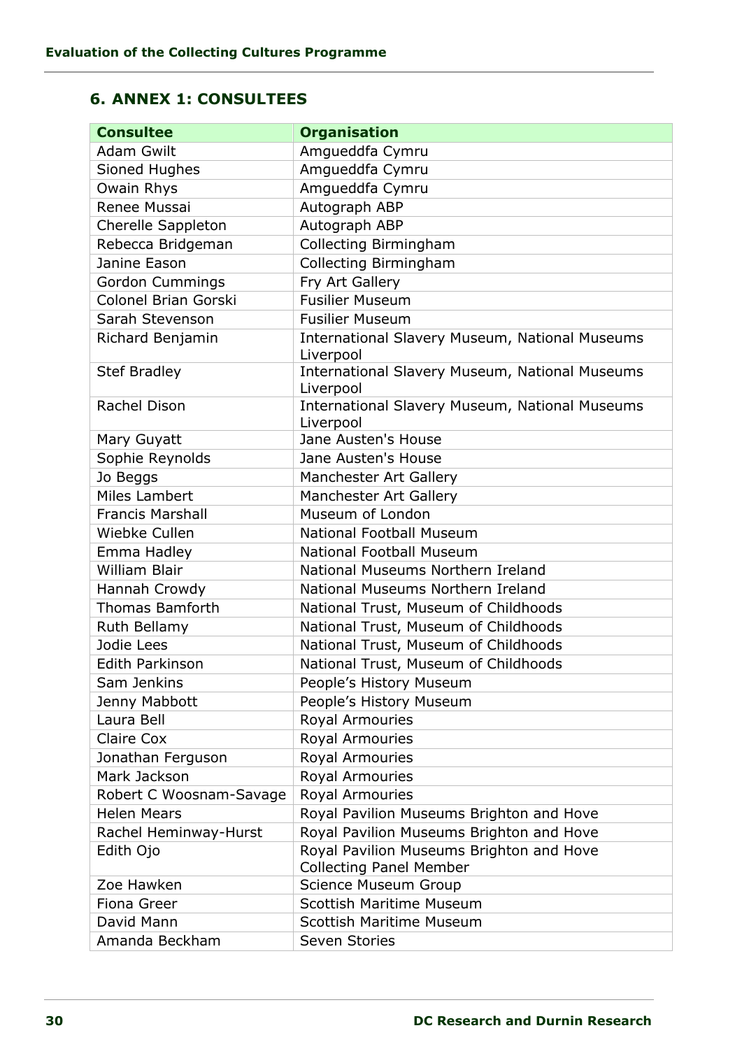## 6. ANNEX 1: CONSULTEES

| Consultee | Organisation |
|---|---|
| Adam Gwilt | Amgueddfa Cymru |
| Sioned Hughes | Amgueddfa Cymru |
| Owain Rhys | Amgueddfa Cymru |
| Renee Mussai | Autograph ABP |
| Cherelle Sappleton | Autograph ABP |
| Rebecca Bridgeman | Collecting Birmingham |
| Janine Eason | Collecting Birmingham |
| Gordon Cummings | Fry Art Gallery |
| Colonel Brian Gorski | Fusilier Museum |
| Sarah Stevenson | Fusilier Museum |
| Richard Benjamin | International Slavery Museum, National Museums Liverpool |
| Stef Bradley | International Slavery Museum, National Museums Liverpool |
| Rachel Dison | International Slavery Museum, National Museums Liverpool |
| Mary Guyatt | Jane Austen's House |
| Sophie Reynolds | Jane Austen's House |
| Jo Beggs | Manchester Art Gallery |
| Miles Lambert | Manchester Art Gallery |
| Francis Marshall | Museum of London |
| Wiebke Cullen | National Football Museum |
| Emma Hadley | National Football Museum |
| William Blair | National Museums Northern Ireland |
| Hannah Crowdy | National Museums Northern Ireland |
| Thomas Bamforth | National Trust, Museum of Childhoods |
| Ruth Bellamy | National Trust, Museum of Childhoods |
| Jodie Lees | National Trust, Museum of Childhoods |
| Edith Parkinson | National Trust, Museum of Childhoods |
| Sam Jenkins | People's History Museum |
| Jenny Mabbott | People's History Museum |
| Laura Bell | Royal Armouries |
| Claire Cox | Royal Armouries |
| Jonathan Ferguson | Royal Armouries |
| Mark Jackson | Royal Armouries |
| Robert C Woosnam-Savage | Royal Armouries |
| Helen Mears | Royal Pavilion Museums Brighton and Hove |
| Rachel Heminway-Hurst | Royal Pavilion Museums Brighton and Hove |
| Edith Ojo | Royal Pavilion Museums Brighton and Hove Collecting Panel Member |
| Zoe Hawken | Science Museum Group |
| Fiona Greer | Scottish Maritime Museum |
| David Mann | Scottish Maritime Museum |
| Amanda Beckham | Seven Stories |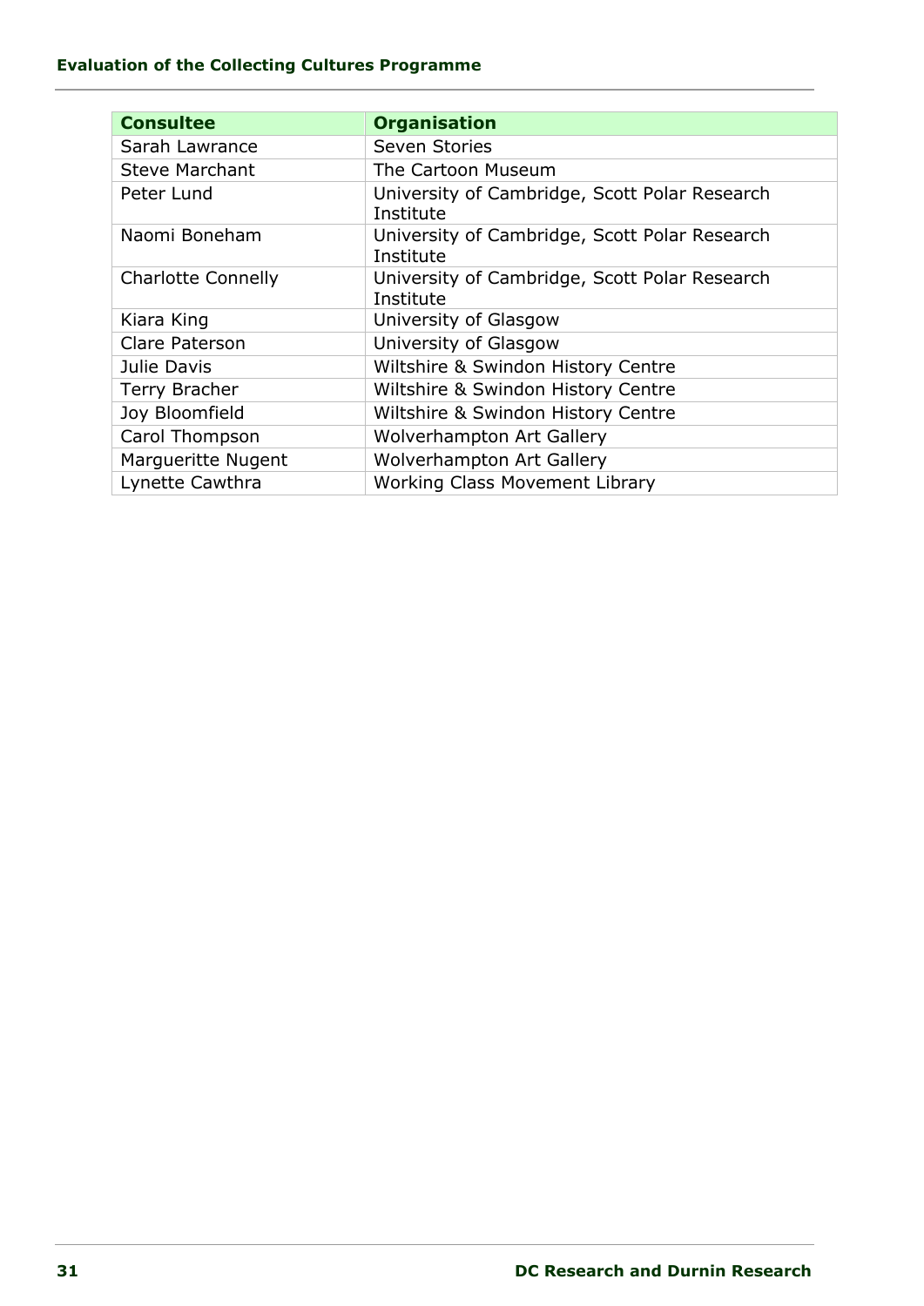| Consultee | Organisation |
|---|---|
| Sarah Lawrance | Seven Stories |
| Steve Marchant | The Cartoon Museum |
| Peter Lund | University of Cambridge, Scott Polar Research Institute |
| Naomi Boneham | University of Cambridge, Scott Polar Research Institute |
| Charlotte Connelly | University of Cambridge, Scott Polar Research Institute |
| Kiara King | University of Glasgow |
| Clare Paterson | University of Glasgow |
| Julie Davis | Wiltshire & Swindon History Centre |
| Terry Bracher | Wiltshire & Swindon History Centre |
| Joy Bloomfield | Wiltshire & Swindon History Centre |
| Carol Thompson | Wolverhampton Art Gallery |
| Margueritte Nugent | Wolverhampton Art Gallery |
| Lynette Cawthra | Working Class Movement Library |